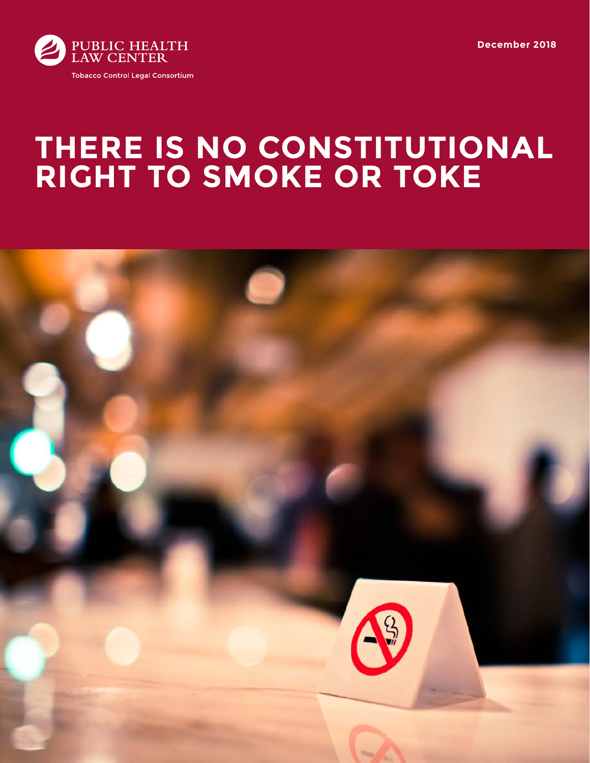PUBLIC HEALTH LAW CENTER

Tobacco Control Legal Consortium

December 2018

# THERE IS NO CONSTITUTIONAL RIGHT TO SMOKE OR TOKE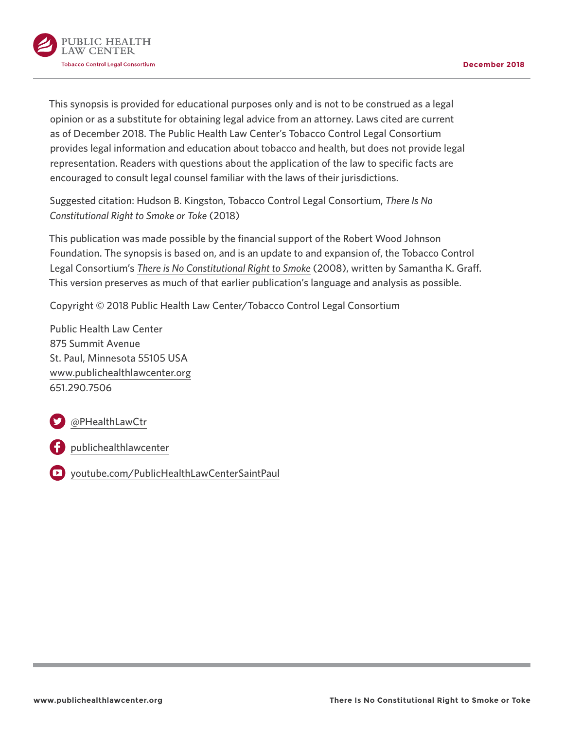This synopsis is provided for educational purposes only and is not to be construed as a legal opinion or as a substitute for obtaining legal advice from an attorney. Laws cited are current as of December 2018. The Public Health Law Center's Tobacco Control Legal Consortium provides legal information and education about tobacco and health, but does not provide legal representation. Readers with questions about the application of the law to specific facts are encouraged to consult legal counsel familiar with the laws of their jurisdictions.

Suggested citation: Hudson B. Kingston, Tobacco Control Legal Consortium, *There Is No Constitutional Right to Smoke or Toke* (2018)

This publication was made possible by the financial support of the Robert Wood Johnson Foundation. The synopsis is based on, and is an update to and expansion of, the Tobacco Control Legal Consortium's *There is No Constitutional Right to Smoke* (2008), written by Samantha K. Graff. This version preserves as much of that earlier publication's language and analysis as possible.

Copyright © 2018 Public Health Law Center/Tobacco Control Legal Consortium

Public Health Law Center
875 Summit Avenue
St. Paul, Minnesota 55105 USA
www.publichealthlawcenter.org
651.290.7506

@PHealthLawCtr

publichealthlawcenter

youtube.com/PublicHealthLawCenterSaintPaul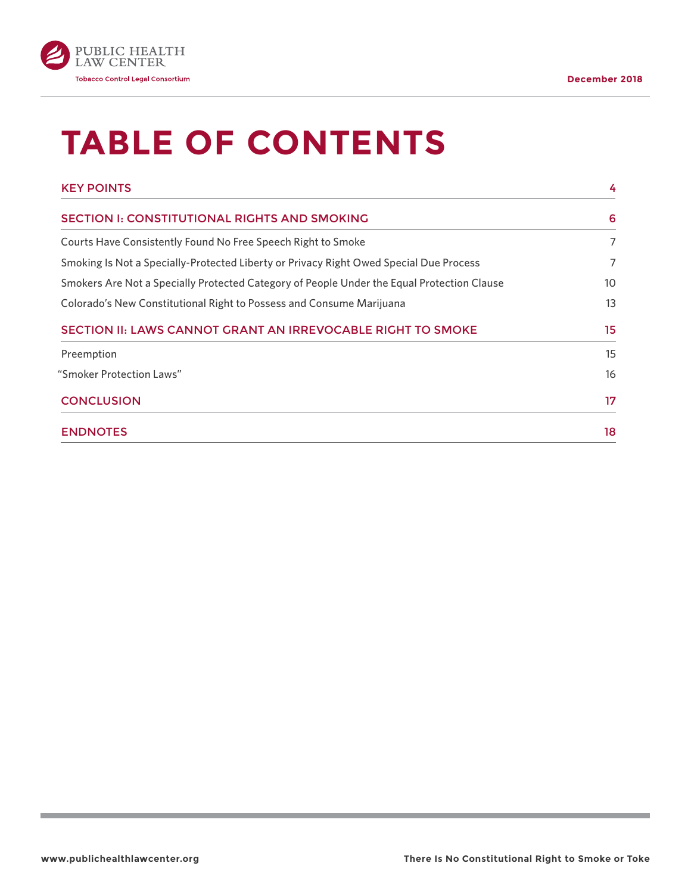# TABLE OF CONTENTS

| | |
|---|---|
| KEY POINTS | 4 |
| SECTION I: CONSTITUTIONAL RIGHTS AND SMOKING | 6 |
| Courts Have Consistently Found No Free Speech Right to Smoke | 7 |
| Smoking Is Not a Specially-Protected Liberty or Privacy Right Owed Special Due Process | 7 |
| Smokers Are Not a Specially Protected Category of People Under the Equal Protection Clause | 10 |
| Colorado's New Constitutional Right to Possess and Consume Marijuana | 13 |
| SECTION II: LAWS CANNOT GRANT AN IRREVOCABLE RIGHT TO SMOKE | 15 |
| Preemption | 15 |
| "Smoker Protection Laws" | 16 |
| CONCLUSION | 17 |
| ENDNOTES | 18 |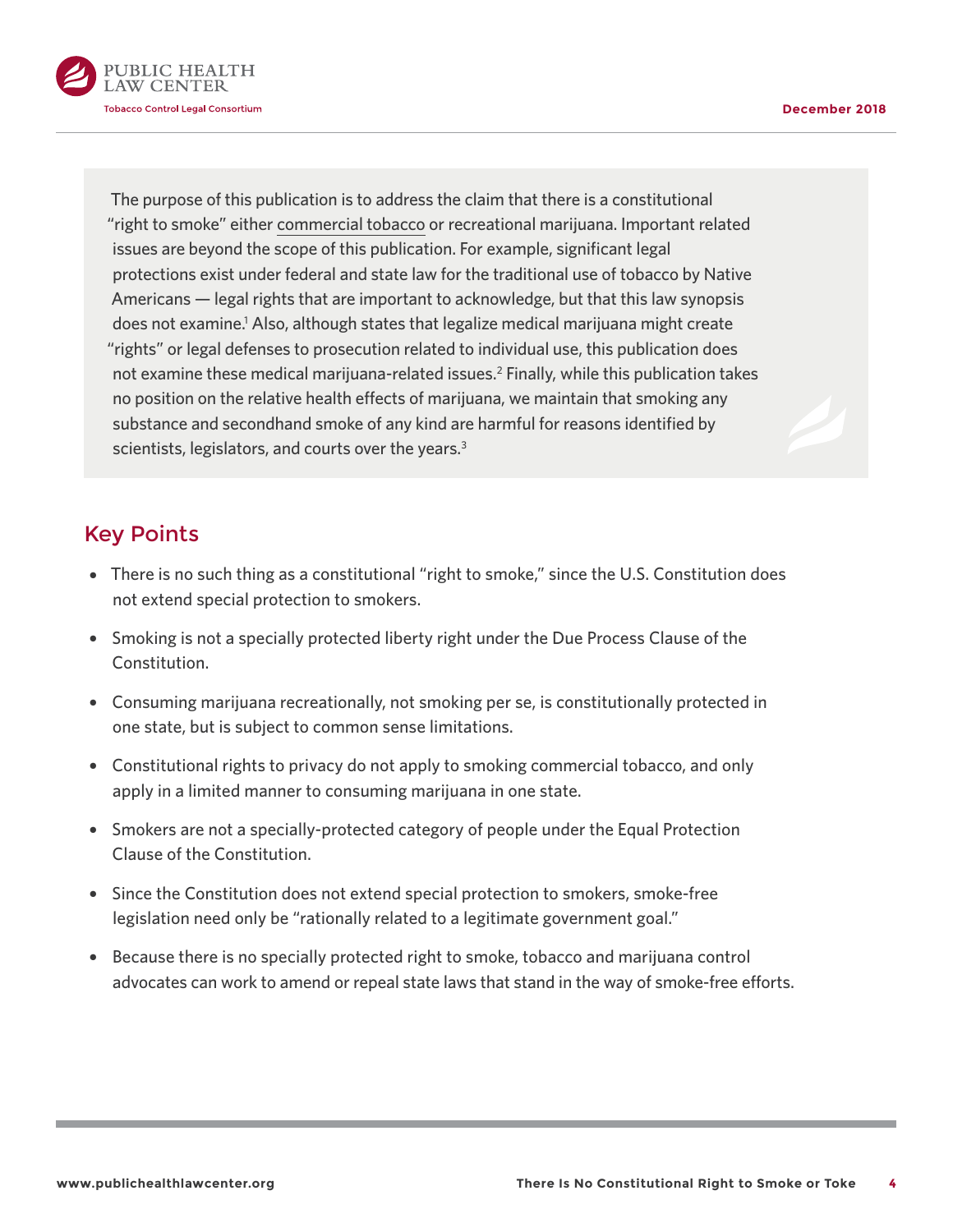The purpose of this publication is to address the claim that there is a constitutional "right to smoke" either commercial tobacco or recreational marijuana. Important related issues are beyond the scope of this publication. For example, significant legal protections exist under federal and state law for the traditional use of tobacco by Native Americans — legal rights that are important to acknowledge, but that this law synopsis does not examine.[1] Also, although states that legalize medical marijuana might create "rights" or legal defenses to prosecution related to individual use, this publication does not examine these medical marijuana-related issues.[2] Finally, while this publication takes no position on the relative health effects of marijuana, we maintain that smoking any substance and secondhand smoke of any kind are harmful for reasons identified by scientists, legislators, and courts over the years.[3]

## Key Points

- There is no such thing as a constitutional "right to smoke," since the U.S. Constitution does not extend special protection to smokers.
- Smoking is not a specially protected liberty right under the Due Process Clause of the Constitution.
- Consuming marijuana recreationally, not smoking per se, is constitutionally protected in one state, but is subject to common sense limitations.
- Constitutional rights to privacy do not apply to smoking commercial tobacco, and only apply in a limited manner to consuming marijuana in one state.
- Smokers are not a specially-protected category of people under the Equal Protection Clause of the Constitution.
- Since the Constitution does not extend special protection to smokers, smoke-free legislation need only be "rationally related to a legitimate government goal."
- Because there is no specially protected right to smoke, tobacco and marijuana control advocates can work to amend or repeal state laws that stand in the way of smoke-free efforts.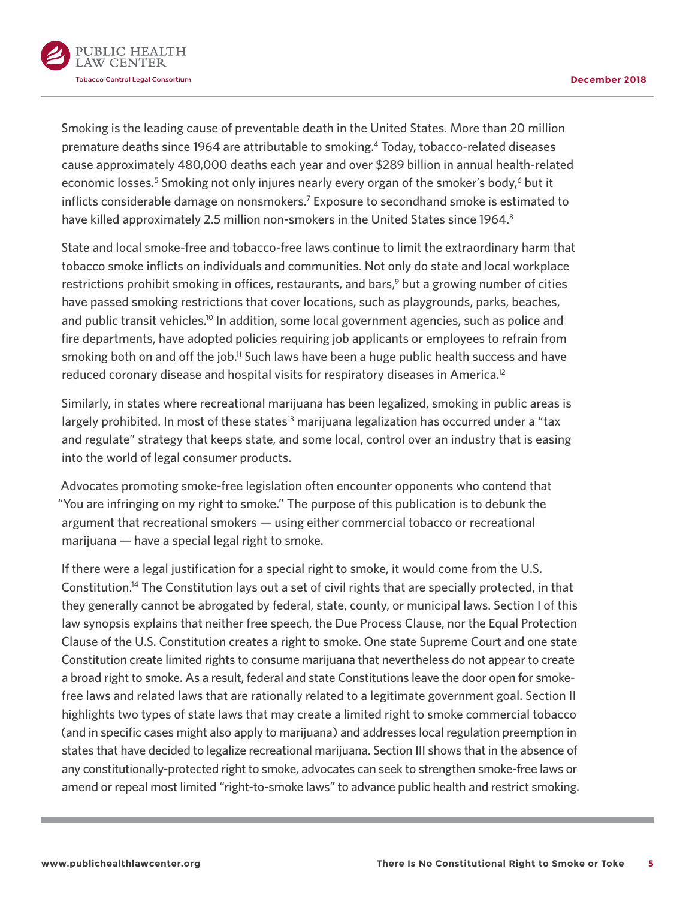Smoking is the leading cause of preventable death in the United States. More than 20 million premature deaths since 1964 are attributable to smoking.[4] Today, tobacco-related diseases cause approximately 480,000 deaths each year and over $289 billion in annual health-related economic losses.[5] Smoking not only injures nearly every organ of the smoker's body,[6] but it inflicts considerable damage on nonsmokers.[7] Exposure to secondhand smoke is estimated to have killed approximately 2.5 million non-smokers in the United States since 1964.[8]

State and local smoke-free and tobacco-free laws continue to limit the extraordinary harm that tobacco smoke inflicts on individuals and communities. Not only do state and local workplace restrictions prohibit smoking in offices, restaurants, and bars,[9] but a growing number of cities have passed smoking restrictions that cover locations, such as playgrounds, parks, beaches, and public transit vehicles.[10] In addition, some local government agencies, such as police and fire departments, have adopted policies requiring job applicants or employees to refrain from smoking both on and off the job.[11] Such laws have been a huge public health success and have reduced coronary disease and hospital visits for respiratory diseases in America.[12]

Similarly, in states where recreational marijuana has been legalized, smoking in public areas is largely prohibited. In most of these states[13] marijuana legalization has occurred under a "tax and regulate" strategy that keeps state, and some local, control over an industry that is easing into the world of legal consumer products.

Advocates promoting smoke-free legislation often encounter opponents who contend that "You are infringing on my right to smoke." The purpose of this publication is to debunk the argument that recreational smokers — using either commercial tobacco or recreational marijuana — have a special legal right to smoke.

If there were a legal justification for a special right to smoke, it would come from the U.S. Constitution.[14] The Constitution lays out a set of civil rights that are specially protected, in that they generally cannot be abrogated by federal, state, county, or municipal laws. Section I of this law synopsis explains that neither free speech, the Due Process Clause, nor the Equal Protection Clause of the U.S. Constitution creates a right to smoke. One state Supreme Court and one state Constitution create limited rights to consume marijuana that nevertheless do not appear to create a broad right to smoke. As a result, federal and state Constitutions leave the door open for smoke-free laws and related laws that are rationally related to a legitimate government goal. Section II highlights two types of state laws that may create a limited right to smoke commercial tobacco (and in specific cases might also apply to marijuana) and addresses local regulation preemption in states that have decided to legalize recreational marijuana. Section III shows that in the absence of any constitutionally-protected right to smoke, advocates can seek to strengthen smoke-free laws or amend or repeal most limited "right-to-smoke laws" to advance public health and restrict smoking.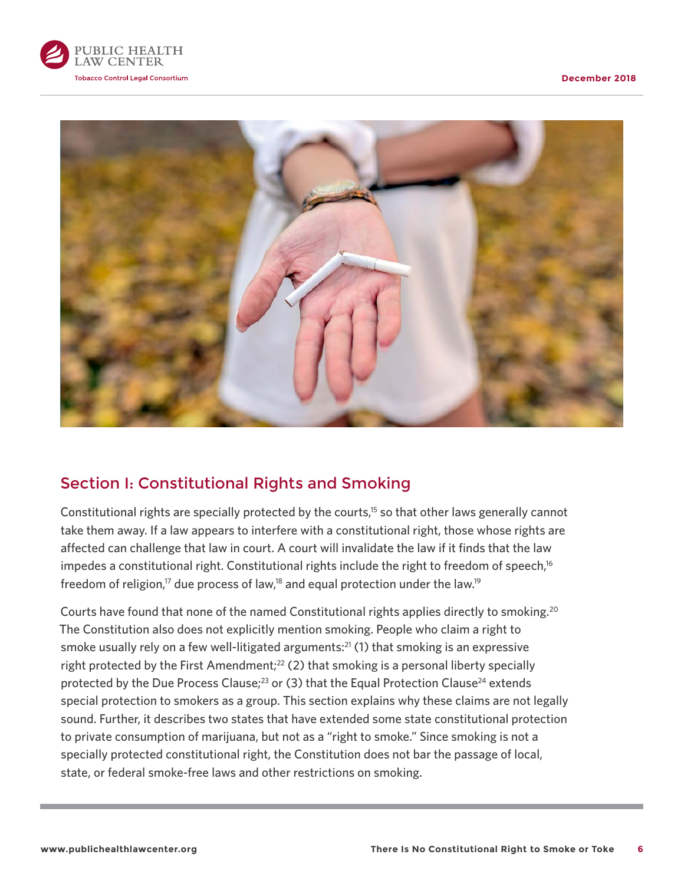## Section I: Constitutional Rights and Smoking

Constitutional rights are specially protected by the courts,[15] so that other laws generally cannot take them away. If a law appears to interfere with a constitutional right, those whose rights are affected can challenge that law in court. A court will invalidate the law if it finds that the law impedes a constitutional right. Constitutional rights include the right to freedom of speech,[16] freedom of religion,[17] due process of law,[18] and equal protection under the law.[19]

Courts have found that none of the named Constitutional rights applies directly to smoking.[20] The Constitution also does not explicitly mention smoking. People who claim a right to smoke usually rely on a few well-litigated arguments:[21] (1) that smoking is an expressive right protected by the First Amendment;[22] (2) that smoking is a personal liberty specially protected by the Due Process Clause;[23] or (3) that the Equal Protection Clause[24] extends special protection to smokers as a group. This section explains why these claims are not legally sound. Further, it describes two states that have extended some state constitutional protection to private consumption of marijuana, but not as a "right to smoke." Since smoking is not a specially protected constitutional right, the Constitution does not bar the passage of local, state, or federal smoke-free laws and other restrictions on smoking.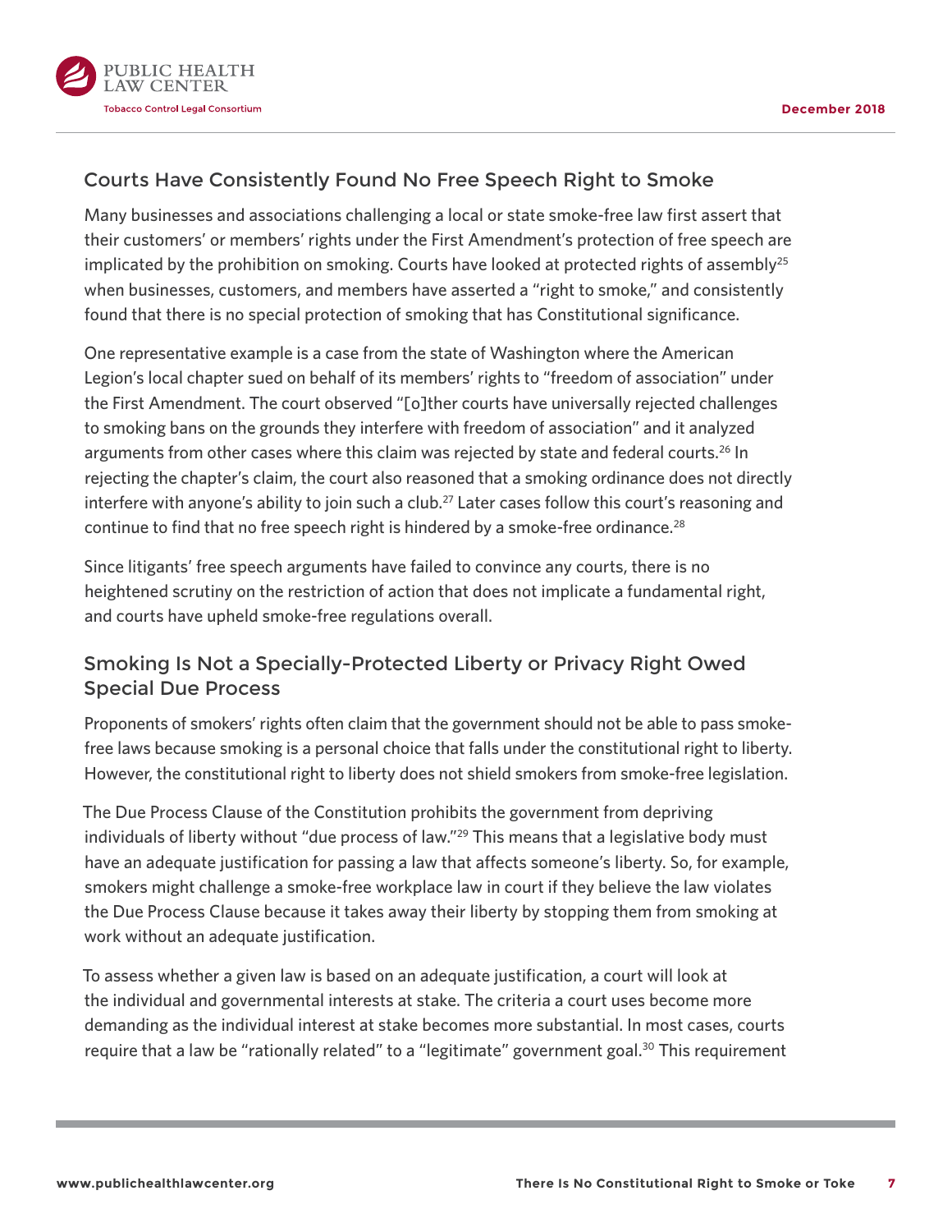## Courts Have Consistently Found No Free Speech Right to Smoke

Many businesses and associations challenging a local or state smoke-free law first assert that their customers' or members' rights under the First Amendment's protection of free speech are implicated by the prohibition on smoking. Courts have looked at protected rights of assembly[25] when businesses, customers, and members have asserted a "right to smoke," and consistently found that there is no special protection of smoking that has Constitutional significance.

One representative example is a case from the state of Washington where the American Legion's local chapter sued on behalf of its members' rights to "freedom of association" under the First Amendment. The court observed "[o]ther courts have universally rejected challenges to smoking bans on the grounds they interfere with freedom of association" and it analyzed arguments from other cases where this claim was rejected by state and federal courts.[26] In rejecting the chapter's claim, the court also reasoned that a smoking ordinance does not directly interfere with anyone's ability to join such a club.[27] Later cases follow this court's reasoning and continue to find that no free speech right is hindered by a smoke-free ordinance.[28]

Since litigants' free speech arguments have failed to convince any courts, there is no heightened scrutiny on the restriction of action that does not implicate a fundamental right, and courts have upheld smoke-free regulations overall.

## Smoking Is Not a Specially-Protected Liberty or Privacy Right Owed Special Due Process

Proponents of smokers' rights often claim that the government should not be able to pass smoke-free laws because smoking is a personal choice that falls under the constitutional right to liberty. However, the constitutional right to liberty does not shield smokers from smoke-free legislation.

The Due Process Clause of the Constitution prohibits the government from depriving individuals of liberty without "due process of law."[29] This means that a legislative body must have an adequate justification for passing a law that affects someone's liberty. So, for example, smokers might challenge a smoke-free workplace law in court if they believe the law violates the Due Process Clause because it takes away their liberty by stopping them from smoking at work without an adequate justification.

To assess whether a given law is based on an adequate justification, a court will look at the individual and governmental interests at stake. The criteria a court uses become more demanding as the individual interest at stake becomes more substantial. In most cases, courts require that a law be "rationally related" to a "legitimate" government goal.[30] This requirement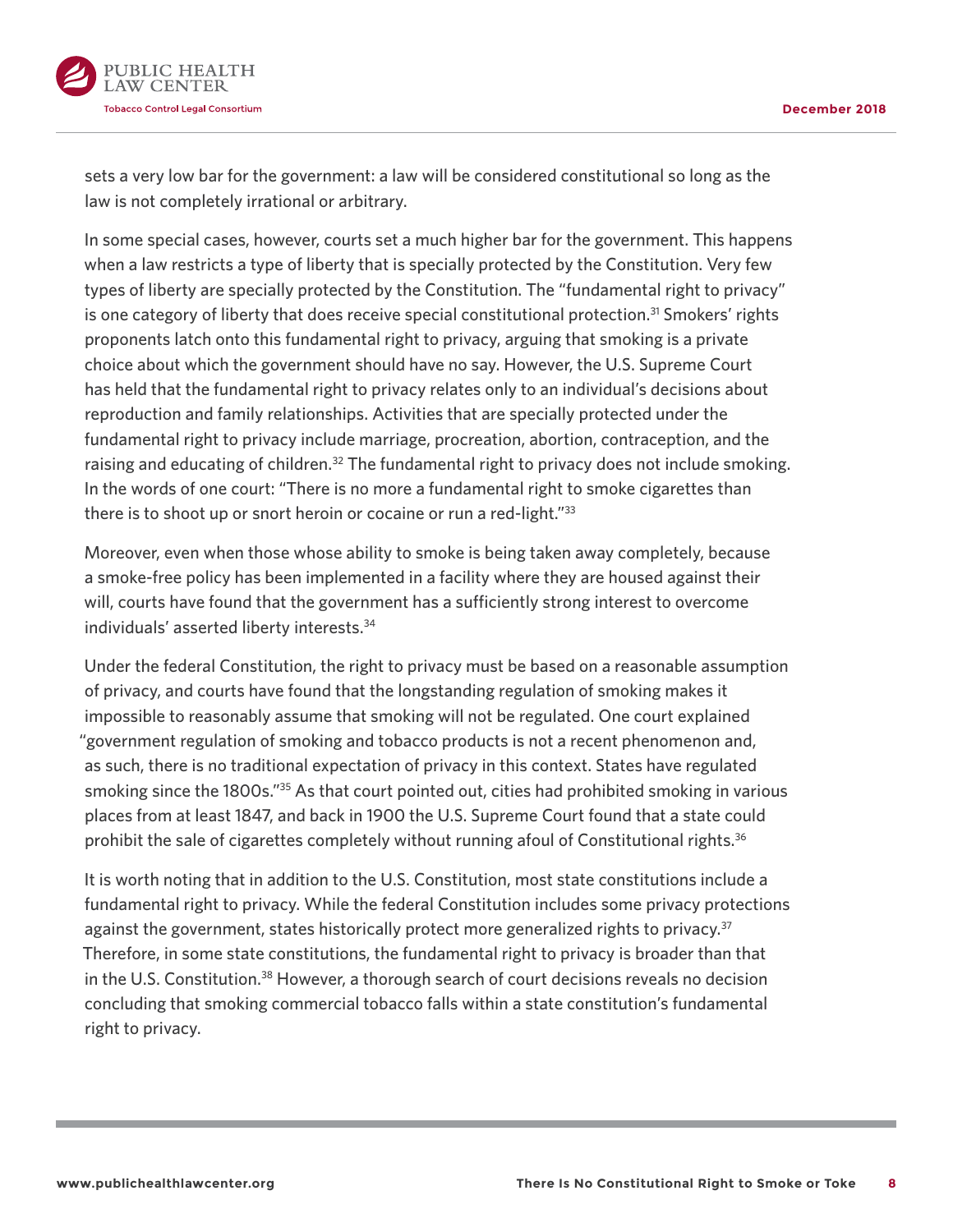sets a very low bar for the government: a law will be considered constitutional so long as the law is not completely irrational or arbitrary.

In some special cases, however, courts set a much higher bar for the government. This happens when a law restricts a type of liberty that is specially protected by the Constitution. Very few types of liberty are specially protected by the Constitution. The "fundamental right to privacy" is one category of liberty that does receive special constitutional protection.[31] Smokers' rights proponents latch onto this fundamental right to privacy, arguing that smoking is a private choice about which the government should have no say. However, the U.S. Supreme Court has held that the fundamental right to privacy relates only to an individual's decisions about reproduction and family relationships. Activities that are specially protected under the fundamental right to privacy include marriage, procreation, abortion, contraception, and the raising and educating of children.[32] The fundamental right to privacy does not include smoking. In the words of one court: "There is no more a fundamental right to smoke cigarettes than there is to shoot up or snort heroin or cocaine or run a red-light."[33]

Moreover, even when those whose ability to smoke is being taken away completely, because a smoke-free policy has been implemented in a facility where they are housed against their will, courts have found that the government has a sufficiently strong interest to overcome individuals' asserted liberty interests.[34]

Under the federal Constitution, the right to privacy must be based on a reasonable assumption of privacy, and courts have found that the longstanding regulation of smoking makes it impossible to reasonably assume that smoking will not be regulated. One court explained "government regulation of smoking and tobacco products is not a recent phenomenon and, as such, there is no traditional expectation of privacy in this context. States have regulated smoking since the 1800s."[35] As that court pointed out, cities had prohibited smoking in various places from at least 1847, and back in 1900 the U.S. Supreme Court found that a state could prohibit the sale of cigarettes completely without running afoul of Constitutional rights.[36]

It is worth noting that in addition to the U.S. Constitution, most state constitutions include a fundamental right to privacy. While the federal Constitution includes some privacy protections against the government, states historically protect more generalized rights to privacy.[37] Therefore, in some state constitutions, the fundamental right to privacy is broader than that in the U.S. Constitution.[38] However, a thorough search of court decisions reveals no decision concluding that smoking commercial tobacco falls within a state constitution's fundamental right to privacy.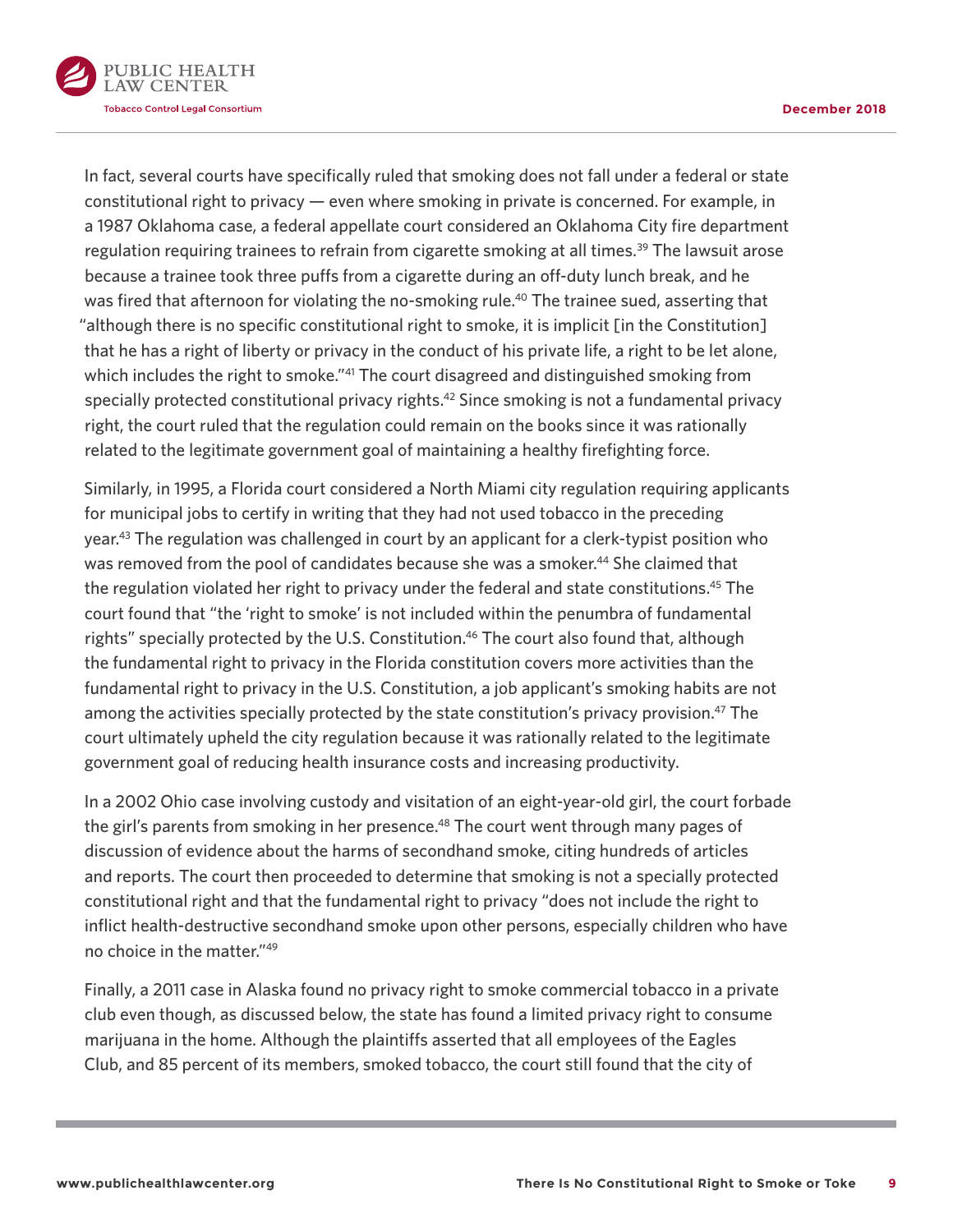In fact, several courts have specifically ruled that smoking does not fall under a federal or state constitutional right to privacy — even where smoking in private is concerned. For example, in a 1987 Oklahoma case, a federal appellate court considered an Oklahoma City fire department regulation requiring trainees to refrain from cigarette smoking at all times.[39] The lawsuit arose because a trainee took three puffs from a cigarette during an off-duty lunch break, and he was fired that afternoon for violating the no-smoking rule.[40] The trainee sued, asserting that "although there is no specific constitutional right to smoke, it is implicit [in the Constitution] that he has a right of liberty or privacy in the conduct of his private life, a right to be let alone, which includes the right to smoke."[41] The court disagreed and distinguished smoking from specially protected constitutional privacy rights.[42] Since smoking is not a fundamental privacy right, the court ruled that the regulation could remain on the books since it was rationally related to the legitimate government goal of maintaining a healthy firefighting force.

Similarly, in 1995, a Florida court considered a North Miami city regulation requiring applicants for municipal jobs to certify in writing that they had not used tobacco in the preceding year.[43] The regulation was challenged in court by an applicant for a clerk-typist position who was removed from the pool of candidates because she was a smoker.[44] She claimed that the regulation violated her right to privacy under the federal and state constitutions.[45] The court found that "the 'right to smoke' is not included within the penumbra of fundamental rights" specially protected by the U.S. Constitution.[46] The court also found that, although the fundamental right to privacy in the Florida constitution covers more activities than the fundamental right to privacy in the U.S. Constitution, a job applicant's smoking habits are not among the activities specially protected by the state constitution's privacy provision.[47] The court ultimately upheld the city regulation because it was rationally related to the legitimate government goal of reducing health insurance costs and increasing productivity.

In a 2002 Ohio case involving custody and visitation of an eight-year-old girl, the court forbade the girl's parents from smoking in her presence.[48] The court went through many pages of discussion of evidence about the harms of secondhand smoke, citing hundreds of articles and reports. The court then proceeded to determine that smoking is not a specially protected constitutional right and that the fundamental right to privacy "does not include the right to inflict health-destructive secondhand smoke upon other persons, especially children who have no choice in the matter."[49]

Finally, a 2011 case in Alaska found no privacy right to smoke commercial tobacco in a private club even though, as discussed below, the state has found a limited privacy right to consume marijuana in the home. Although the plaintiffs asserted that all employees of the Eagles Club, and 85 percent of its members, smoked tobacco, the court still found that the city of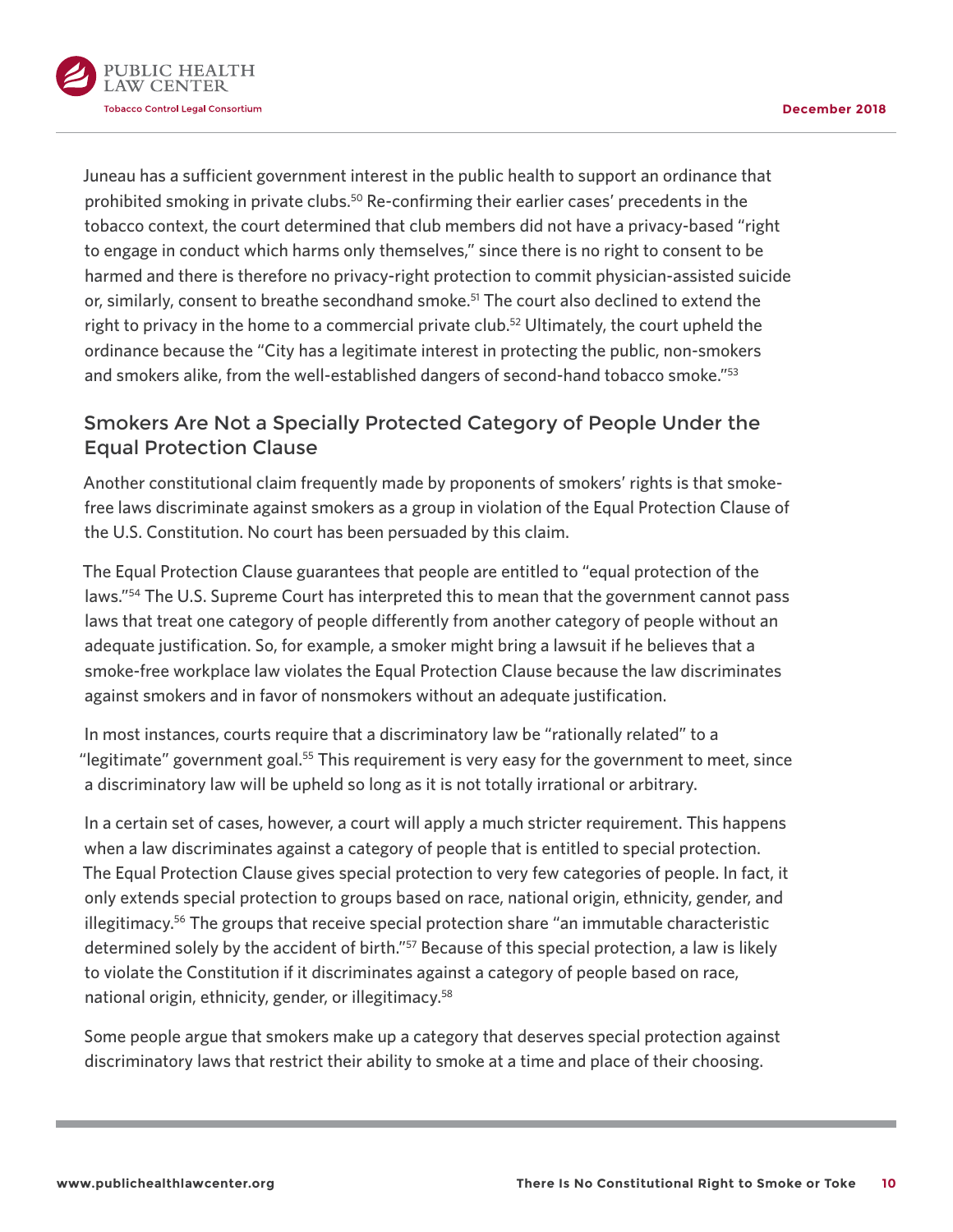Juneau has a sufficient government interest in the public health to support an ordinance that prohibited smoking in private clubs.[50] Re-confirming their earlier cases' precedents in the tobacco context, the court determined that club members did not have a privacy-based "right to engage in conduct which harms only themselves," since there is no right to consent to be harmed and there is therefore no privacy-right protection to commit physician-assisted suicide or, similarly, consent to breathe secondhand smoke.[51] The court also declined to extend the right to privacy in the home to a commercial private club.[52] Ultimately, the court upheld the ordinance because the "City has a legitimate interest in protecting the public, non-smokers and smokers alike, from the well-established dangers of second-hand tobacco smoke."[53]

## Smokers Are Not a Specially Protected Category of People Under the Equal Protection Clause

Another constitutional claim frequently made by proponents of smokers' rights is that smoke-free laws discriminate against smokers as a group in violation of the Equal Protection Clause of the U.S. Constitution. No court has been persuaded by this claim.

The Equal Protection Clause guarantees that people are entitled to "equal protection of the laws."[54] The U.S. Supreme Court has interpreted this to mean that the government cannot pass laws that treat one category of people differently from another category of people without an adequate justification. So, for example, a smoker might bring a lawsuit if he believes that a smoke-free workplace law violates the Equal Protection Clause because the law discriminates against smokers and in favor of nonsmokers without an adequate justification.

In most instances, courts require that a discriminatory law be "rationally related" to a "legitimate" government goal.[55] This requirement is very easy for the government to meet, since a discriminatory law will be upheld so long as it is not totally irrational or arbitrary.

In a certain set of cases, however, a court will apply a much stricter requirement. This happens when a law discriminates against a category of people that is entitled to special protection. The Equal Protection Clause gives special protection to very few categories of people. In fact, it only extends special protection to groups based on race, national origin, ethnicity, gender, and illegitimacy.[56] The groups that receive special protection share "an immutable characteristic determined solely by the accident of birth."[57] Because of this special protection, a law is likely to violate the Constitution if it discriminates against a category of people based on race, national origin, ethnicity, gender, or illegitimacy.[58]

Some people argue that smokers make up a category that deserves special protection against discriminatory laws that restrict their ability to smoke at a time and place of their choosing.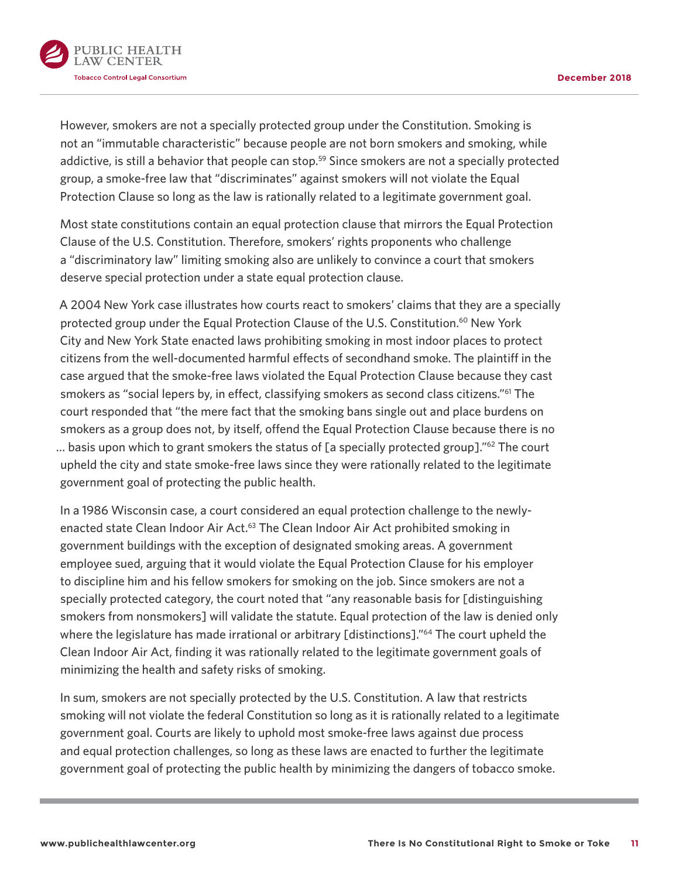However, smokers are not a specially protected group under the Constitution. Smoking is not an "immutable characteristic" because people are not born smokers and smoking, while addictive, is still a behavior that people can stop.[59] Since smokers are not a specially protected group, a smoke-free law that "discriminates" against smokers will not violate the Equal Protection Clause so long as the law is rationally related to a legitimate government goal.

Most state constitutions contain an equal protection clause that mirrors the Equal Protection Clause of the U.S. Constitution. Therefore, smokers' rights proponents who challenge a "discriminatory law" limiting smoking also are unlikely to convince a court that smokers deserve special protection under a state equal protection clause.

A 2004 New York case illustrates how courts react to smokers' claims that they are a specially protected group under the Equal Protection Clause of the U.S. Constitution.[60] New York City and New York State enacted laws prohibiting smoking in most indoor places to protect citizens from the well-documented harmful effects of secondhand smoke. The plaintiff in the case argued that the smoke-free laws violated the Equal Protection Clause because they cast smokers as "social lepers by, in effect, classifying smokers as second class citizens."[61] The court responded that "the mere fact that the smoking bans single out and place burdens on smokers as a group does not, by itself, offend the Equal Protection Clause because there is no … basis upon which to grant smokers the status of [a specially protected group]."[62] The court upheld the city and state smoke-free laws since they were rationally related to the legitimate government goal of protecting the public health.

In a 1986 Wisconsin case, a court considered an equal protection challenge to the newly-enacted state Clean Indoor Air Act.[63] The Clean Indoor Air Act prohibited smoking in government buildings with the exception of designated smoking areas. A government employee sued, arguing that it would violate the Equal Protection Clause for his employer to discipline him and his fellow smokers for smoking on the job. Since smokers are not a specially protected category, the court noted that "any reasonable basis for [distinguishing smokers from nonsmokers] will validate the statute. Equal protection of the law is denied only where the legislature has made irrational or arbitrary [distinctions]."[64] The court upheld the Clean Indoor Air Act, finding it was rationally related to the legitimate government goals of minimizing the health and safety risks of smoking.

In sum, smokers are not specially protected by the U.S. Constitution. A law that restricts smoking will not violate the federal Constitution so long as it is rationally related to a legitimate government goal. Courts are likely to uphold most smoke-free laws against due process and equal protection challenges, so long as these laws are enacted to further the legitimate government goal of protecting the public health by minimizing the dangers of tobacco smoke.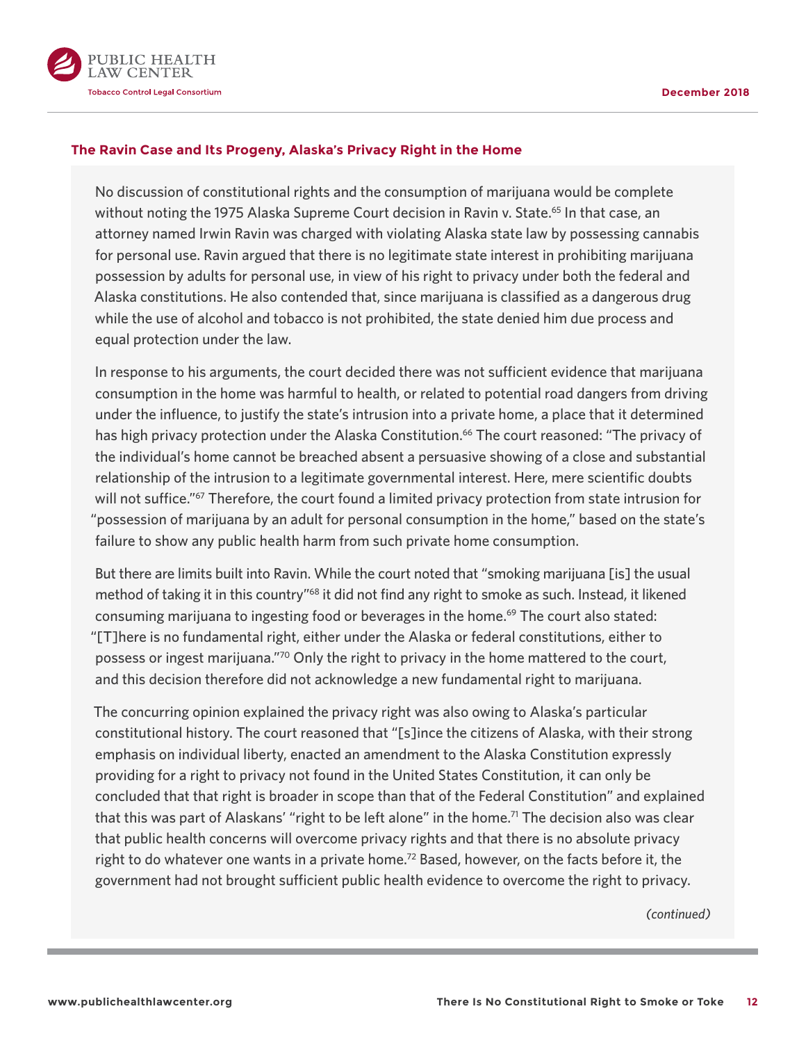### The Ravin Case and Its Progeny, Alaska's Privacy Right in the Home

No discussion of constitutional rights and the consumption of marijuana would be complete without noting the 1975 Alaska Supreme Court decision in Ravin v. State.[65] In that case, an attorney named Irwin Ravin was charged with violating Alaska state law by possessing cannabis for personal use. Ravin argued that there is no legitimate state interest in prohibiting marijuana possession by adults for personal use, in view of his right to privacy under both the federal and Alaska constitutions. He also contended that, since marijuana is classified as a dangerous drug while the use of alcohol and tobacco is not prohibited, the state denied him due process and equal protection under the law.

In response to his arguments, the court decided there was not sufficient evidence that marijuana consumption in the home was harmful to health, or related to potential road dangers from driving under the influence, to justify the state's intrusion into a private home, a place that it determined has high privacy protection under the Alaska Constitution.[66] The court reasoned: "The privacy of the individual's home cannot be breached absent a persuasive showing of a close and substantial relationship of the intrusion to a legitimate governmental interest. Here, mere scientific doubts will not suffice."[67] Therefore, the court found a limited privacy protection from state intrusion for "possession of marijuana by an adult for personal consumption in the home," based on the state's failure to show any public health harm from such private home consumption.

But there are limits built into Ravin. While the court noted that "smoking marijuana [is] the usual method of taking it in this country"[68] it did not find any right to smoke as such. Instead, it likened consuming marijuana to ingesting food or beverages in the home.[69] The court also stated: "[T]here is no fundamental right, either under the Alaska or federal constitutions, either to possess or ingest marijuana."[70] Only the right to privacy in the home mattered to the court, and this decision therefore did not acknowledge a new fundamental right to marijuana.

The concurring opinion explained the privacy right was also owing to Alaska's particular constitutional history. The court reasoned that "[s]ince the citizens of Alaska, with their strong emphasis on individual liberty, enacted an amendment to the Alaska Constitution expressly providing for a right to privacy not found in the United States Constitution, it can only be concluded that that right is broader in scope than that of the Federal Constitution" and explained that this was part of Alaskans' "right to be left alone" in the home.[71] The decision also was clear that public health concerns will overcome privacy rights and that there is no absolute privacy right to do whatever one wants in a private home.[72] Based, however, on the facts before it, the government had not brought sufficient public health evidence to overcome the right to privacy.

*(continued)*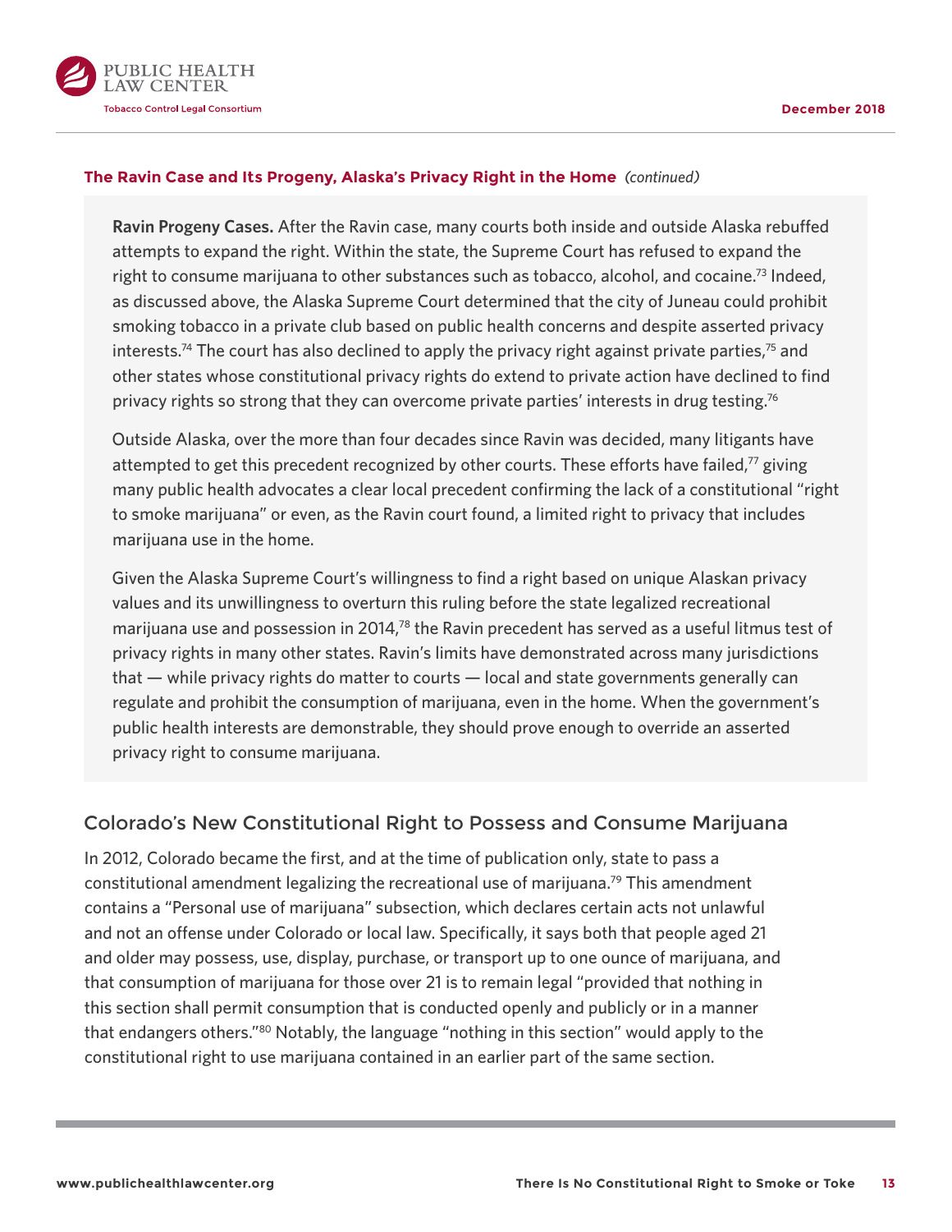**The Ravin Case and Its Progeny, Alaska's Privacy Right in the Home** *(continued)*

**Ravin Progeny Cases.** After the Ravin case, many courts both inside and outside Alaska rebuffed attempts to expand the right. Within the state, the Supreme Court has refused to expand the right to consume marijuana to other substances such as tobacco, alcohol, and cocaine.[73] Indeed, as discussed above, the Alaska Supreme Court determined that the city of Juneau could prohibit smoking tobacco in a private club based on public health concerns and despite asserted privacy interests.[74] The court has also declined to apply the privacy right against private parties,[75] and other states whose constitutional privacy rights do extend to private action have declined to find privacy rights so strong that they can overcome private parties' interests in drug testing.[76]

Outside Alaska, over the more than four decades since Ravin was decided, many litigants have attempted to get this precedent recognized by other courts. These efforts have failed,[77] giving many public health advocates a clear local precedent confirming the lack of a constitutional "right to smoke marijuana" or even, as the Ravin court found, a limited right to privacy that includes marijuana use in the home.

Given the Alaska Supreme Court's willingness to find a right based on unique Alaskan privacy values and its unwillingness to overturn this ruling before the state legalized recreational marijuana use and possession in 2014,[78] the Ravin precedent has served as a useful litmus test of privacy rights in many other states. Ravin's limits have demonstrated across many jurisdictions that — while privacy rights do matter to courts — local and state governments generally can regulate and prohibit the consumption of marijuana, even in the home. When the government's public health interests are demonstrable, they should prove enough to override an asserted privacy right to consume marijuana.

## Colorado's New Constitutional Right to Possess and Consume Marijuana

In 2012, Colorado became the first, and at the time of publication only, state to pass a constitutional amendment legalizing the recreational use of marijuana.[79] This amendment contains a "Personal use of marijuana" subsection, which declares certain acts not unlawful and not an offense under Colorado or local law. Specifically, it says both that people aged 21 and older may possess, use, display, purchase, or transport up to one ounce of marijuana, and that consumption of marijuana for those over 21 is to remain legal "provided that nothing in this section shall permit consumption that is conducted openly and publicly or in a manner that endangers others."[80] Notably, the language "nothing in this section" would apply to the constitutional right to use marijuana contained in an earlier part of the same section.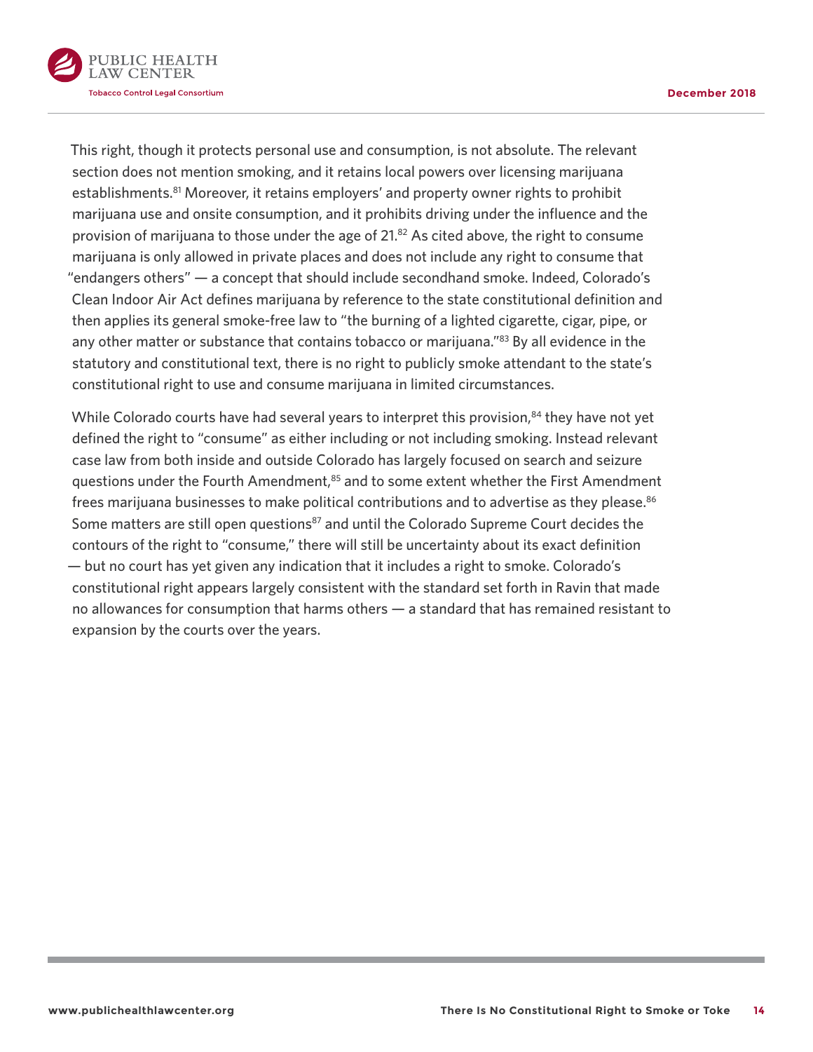This right, though it protects personal use and consumption, is not absolute. The relevant section does not mention smoking, and it retains local powers over licensing marijuana establishments.[81] Moreover, it retains employers' and property owner rights to prohibit marijuana use and onsite consumption, and it prohibits driving under the influence and the provision of marijuana to those under the age of 21.[82] As cited above, the right to consume marijuana is only allowed in private places and does not include any right to consume that "endangers others" — a concept that should include secondhand smoke. Indeed, Colorado's Clean Indoor Air Act defines marijuana by reference to the state constitutional definition and then applies its general smoke-free law to "the burning of a lighted cigarette, cigar, pipe, or any other matter or substance that contains tobacco or marijuana."[83] By all evidence in the statutory and constitutional text, there is no right to publicly smoke attendant to the state's constitutional right to use and consume marijuana in limited circumstances.

While Colorado courts have had several years to interpret this provision,[84] they have not yet defined the right to "consume" as either including or not including smoking. Instead relevant case law from both inside and outside Colorado has largely focused on search and seizure questions under the Fourth Amendment,[85] and to some extent whether the First Amendment frees marijuana businesses to make political contributions and to advertise as they please.[86] Some matters are still open questions[87] and until the Colorado Supreme Court decides the contours of the right to "consume," there will still be uncertainty about its exact definition — but no court has yet given any indication that it includes a right to smoke. Colorado's constitutional right appears largely consistent with the standard set forth in Ravin that made no allowances for consumption that harms others — a standard that has remained resistant to expansion by the courts over the years.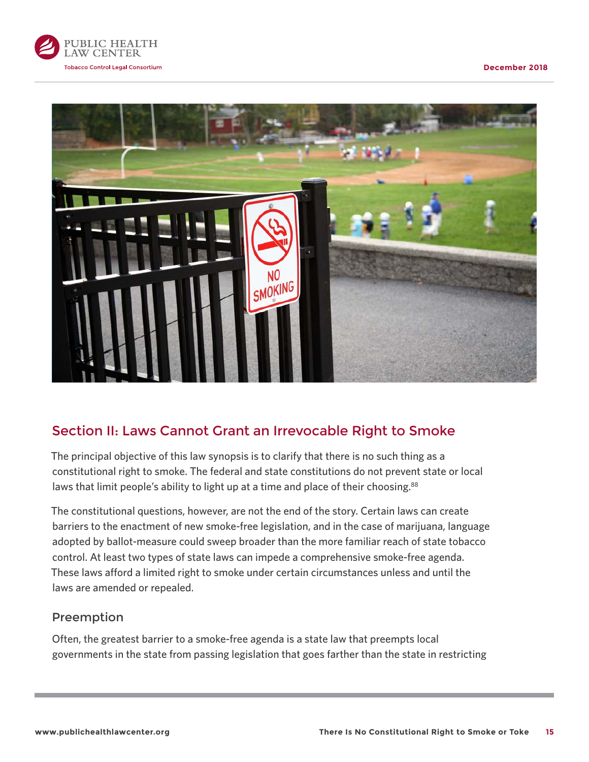## Section II: Laws Cannot Grant an Irrevocable Right to Smoke

The principal objective of this law synopsis is to clarify that there is no such thing as a constitutional right to smoke. The federal and state constitutions do not prevent state or local laws that limit people's ability to light up at a time and place of their choosing.[88]

The constitutional questions, however, are not the end of the story. Certain laws can create barriers to the enactment of new smoke-free legislation, and in the case of marijuana, language adopted by ballot-measure could sweep broader than the more familiar reach of state tobacco control. At least two types of state laws can impede a comprehensive smoke-free agenda. These laws afford a limited right to smoke under certain circumstances unless and until the laws are amended or repealed.

### Preemption

Often, the greatest barrier to a smoke-free agenda is a state law that preempts local governments in the state from passing legislation that goes farther than the state in restricting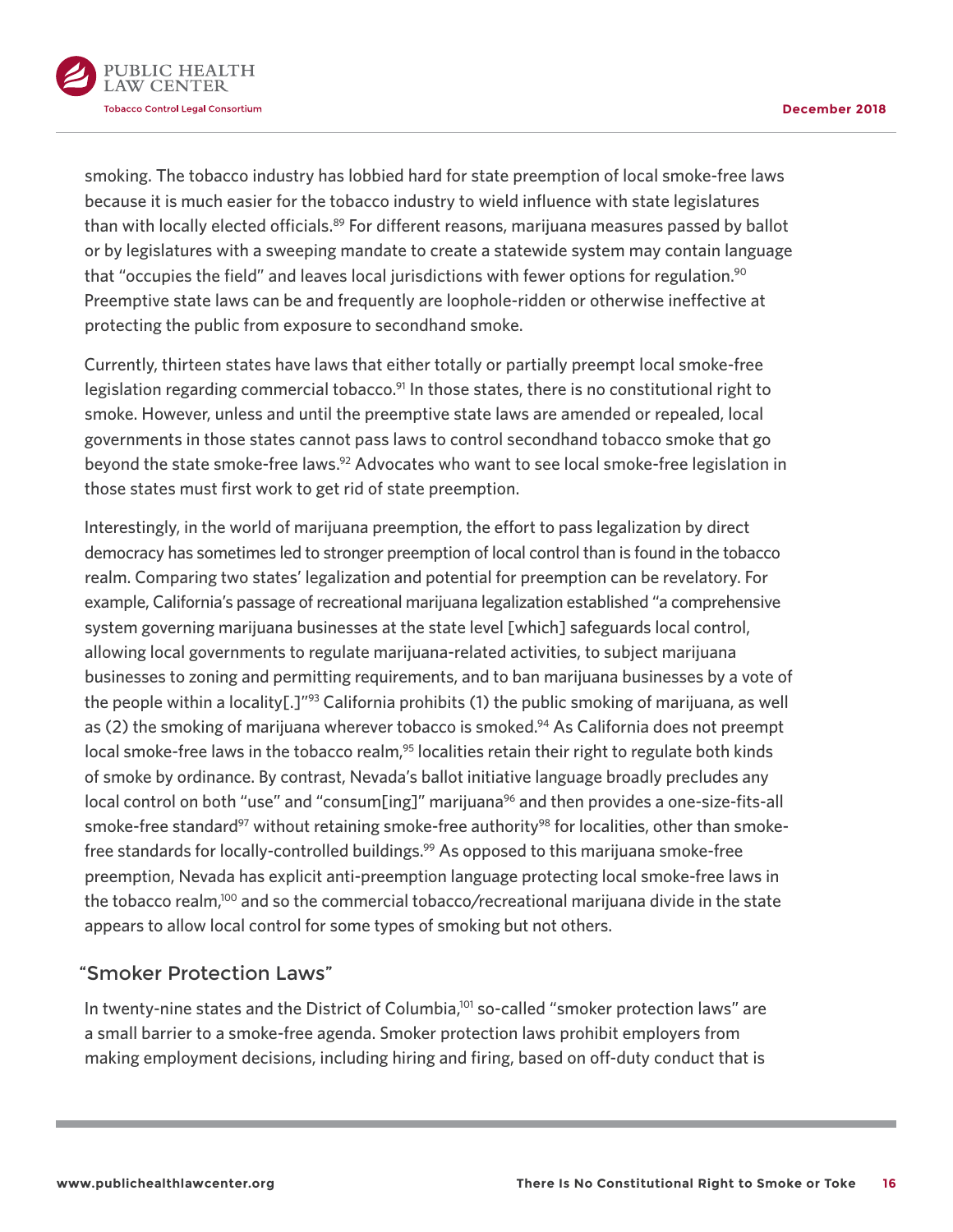smoking. The tobacco industry has lobbied hard for state preemption of local smoke-free laws because it is much easier for the tobacco industry to wield influence with state legislatures than with locally elected officials.[89] For different reasons, marijuana measures passed by ballot or by legislatures with a sweeping mandate to create a statewide system may contain language that "occupies the field" and leaves local jurisdictions with fewer options for regulation.[90] Preemptive state laws can be and frequently are loophole-ridden or otherwise ineffective at protecting the public from exposure to secondhand smoke.

Currently, thirteen states have laws that either totally or partially preempt local smoke-free legislation regarding commercial tobacco.[91] In those states, there is no constitutional right to smoke. However, unless and until the preemptive state laws are amended or repealed, local governments in those states cannot pass laws to control secondhand tobacco smoke that go beyond the state smoke-free laws.[92] Advocates who want to see local smoke-free legislation in those states must first work to get rid of state preemption.

Interestingly, in the world of marijuana preemption, the effort to pass legalization by direct democracy has sometimes led to stronger preemption of local control than is found in the tobacco realm. Comparing two states' legalization and potential for preemption can be revelatory. For example, California's passage of recreational marijuana legalization established "a comprehensive system governing marijuana businesses at the state level [which] safeguards local control, allowing local governments to regulate marijuana-related activities, to subject marijuana businesses to zoning and permitting requirements, and to ban marijuana businesses by a vote of the people within a locality[.]"[93] California prohibits (1) the public smoking of marijuana, as well as (2) the smoking of marijuana wherever tobacco is smoked.[94] As California does not preempt local smoke-free laws in the tobacco realm,[95] localities retain their right to regulate both kinds of smoke by ordinance. By contrast, Nevada's ballot initiative language broadly precludes any local control on both "use" and "consum[ing]" marijuana[96] and then provides a one-size-fits-all smoke-free standard[97] without retaining smoke-free authority[98] for localities, other than smoke-free standards for locally-controlled buildings.[99] As opposed to this marijuana smoke-free preemption, Nevada has explicit anti-preemption language protecting local smoke-free laws in the tobacco realm,[100] and so the commercial tobacco/recreational marijuana divide in the state appears to allow local control for some types of smoking but not others.

## "Smoker Protection Laws"

In twenty-nine states and the District of Columbia,[101] so-called "smoker protection laws" are a small barrier to a smoke-free agenda. Smoker protection laws prohibit employers from making employment decisions, including hiring and firing, based on off-duty conduct that is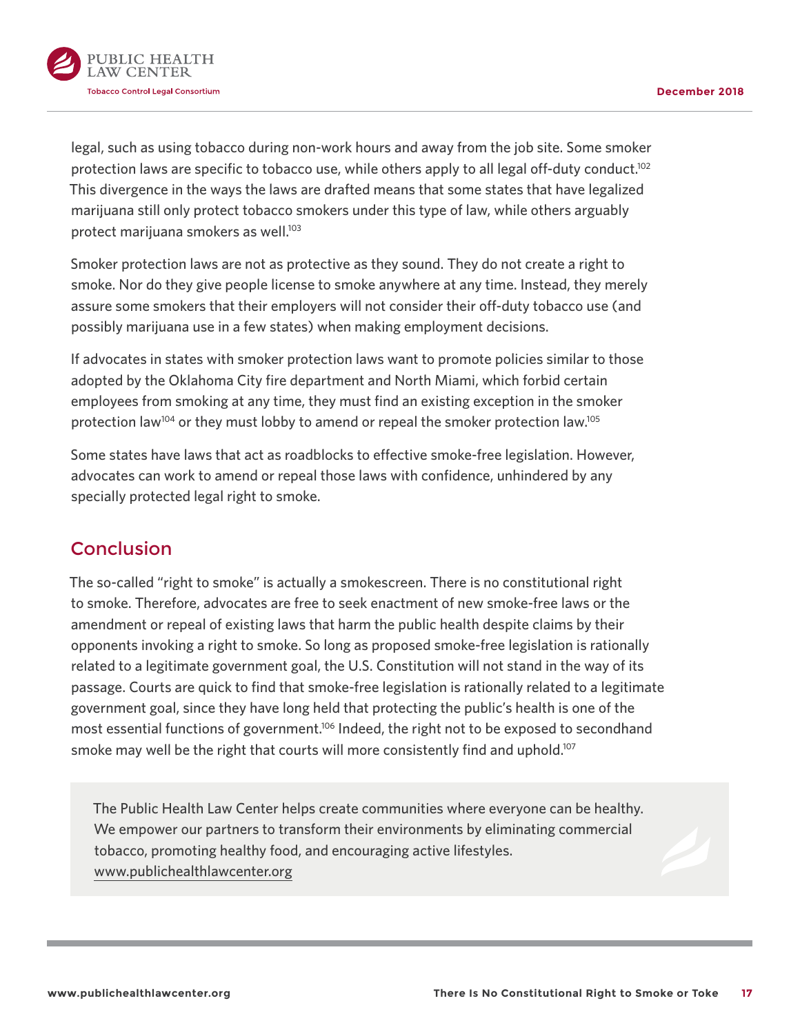legal, such as using tobacco during non-work hours and away from the job site. Some smoker protection laws are specific to tobacco use, while others apply to all legal off-duty conduct.[102] This divergence in the ways the laws are drafted means that some states that have legalized marijuana still only protect tobacco smokers under this type of law, while others arguably protect marijuana smokers as well.[103]

Smoker protection laws are not as protective as they sound. They do not create a right to smoke. Nor do they give people license to smoke anywhere at any time. Instead, they merely assure some smokers that their employers will not consider their off-duty tobacco use (and possibly marijuana use in a few states) when making employment decisions.

If advocates in states with smoker protection laws want to promote policies similar to those adopted by the Oklahoma City fire department and North Miami, which forbid certain employees from smoking at any time, they must find an existing exception in the smoker protection law[104] or they must lobby to amend or repeal the smoker protection law.[105]

Some states have laws that act as roadblocks to effective smoke-free legislation. However, advocates can work to amend or repeal those laws with confidence, unhindered by any specially protected legal right to smoke.

## Conclusion

The so-called "right to smoke" is actually a smokescreen. There is no constitutional right to smoke. Therefore, advocates are free to seek enactment of new smoke-free laws or the amendment or repeal of existing laws that harm the public health despite claims by their opponents invoking a right to smoke. So long as proposed smoke-free legislation is rationally related to a legitimate government goal, the U.S. Constitution will not stand in the way of its passage. Courts are quick to find that smoke-free legislation is rationally related to a legitimate government goal, since they have long held that protecting the public's health is one of the most essential functions of government.[106] Indeed, the right not to be exposed to secondhand smoke may well be the right that courts will more consistently find and uphold.[107]

The Public Health Law Center helps create communities where everyone can be healthy. We empower our partners to transform their environments by eliminating commercial tobacco, promoting healthy food, and encouraging active lifestyles. www.publichealthlawcenter.org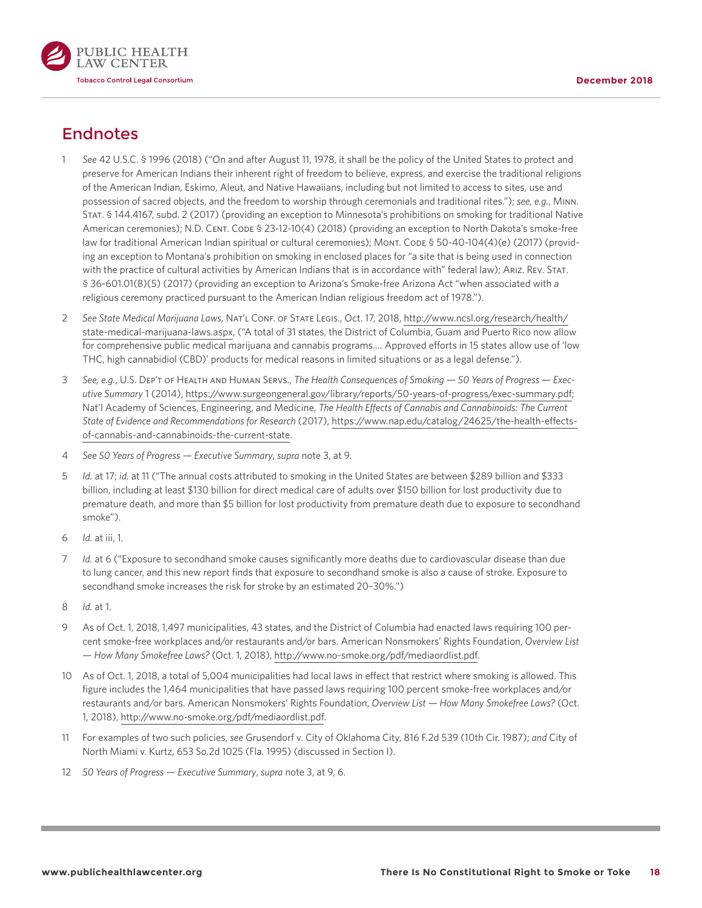## Endnotes

1. *See* 42 U.S.C. § 1996 (2018) ("On and after August 11, 1978, it shall be the policy of the United States to protect and preserve for American Indians their inherent right of freedom to believe, express, and exercise the traditional religions of the American Indian, Eskimo, Aleut, and Native Hawaiians, including but not limited to access to sites, use and possession of sacred objects, and the freedom to worship through ceremonials and traditional rites."); *see, e.g.*, Minn. Stat. § 144.4167, subd. 2 (2017) (providing an exception to Minnesota's prohibitions on smoking for traditional Native American ceremonies); N.D. Cent. Code § 23-12-10(4) (2018) (providing an exception to North Dakota's smoke-free law for traditional American Indian spiritual or cultural ceremonies); Mont. Code § 50-40-104(4)(e) (2017) (providing an exception to Montana's prohibition on smoking in enclosed places for "a site that is being used in connection with the practice of cultural activities by American Indians that is in accordance with" federal law); Ariz. Rev. Stat. § 36-601.01(B)(5) (2017) (providing an exception to Arizona's Smoke-free Arizona Act "when associated with a religious ceremony practiced pursuant to the American Indian religious freedom act of 1978.").

2. *See State Medical Marijuana Laws*, Nat'l Conf. of State Legis., Oct. 17, 2018, http://www.ncsl.org/research/health/state-medical-marijuana-laws.aspx, ("A total of 31 states, the District of Columbia, Guam and Puerto Rico now allow for comprehensive public medical marijuana and cannabis programs.... Approved efforts in 15 states allow use of 'low THC, high cannabidiol (CBD)' products for medical reasons in limited situations or as a legal defense.").

3. *See, e.g.*, U.S. Dep't of Health and Human Servs., *The Health Consequences of Smoking — 50 Years of Progress — Executive Summary* 1 (2014), https://www.surgeongeneral.gov/library/reports/50-years-of-progress/exec-summary.pdf; Nat'l Academy of Sciences, Engineering, and Medicine, *The Health Effects of Cannabis and Cannabinoids: The Current State of Evidence and Recommendations for Research* (2017), https://www.nap.edu/catalog/24625/the-health-effects-of-cannabis-and-cannabinoids-the-current-state.

4. *See 50 Years of Progress — Executive Summary*, *supra* note 3, at 9.

5. *Id.* at 17; *id.* at 11 ("The annual costs attributed to smoking in the United States are between $289 billion and $333 billion, including at least $130 billion for direct medical care of adults over $150 billion for lost productivity due to premature death, and more than $5 billion for lost productivity from premature death due to exposure to secondhand smoke").

6. *Id.* at iii, 1.

7. *Id.* at 6 ("Exposure to secondhand smoke causes significantly more deaths due to cardiovascular disease than due to lung cancer, and this new report finds that exposure to secondhand smoke is also a cause of stroke. Exposure to secondhand smoke increases the risk for stroke by an estimated 20–30%.")

8. *Id.* at 1.

9. As of Oct. 1, 2018, 1,497 municipalities, 43 states, and the District of Columbia had enacted laws requiring 100 percent smoke-free workplaces and/or restaurants and/or bars. American Nonsmokers' Rights Foundation, *Overview List — How Many Smokefree Laws?* (Oct. 1, 2018), http://www.no-smoke.org/pdf/mediaordlist.pdf.

10. As of Oct. 1, 2018, a total of 5,004 municipalities had local laws in effect that restrict where smoking is allowed. This figure includes the 1,464 municipalities that have passed laws requiring 100 percent smoke-free workplaces and/or restaurants and/or bars. American Nonsmokers' Rights Foundation, *Overview List — How Many Smokefree Laws?* (Oct. 1, 2018), http://www.no-smoke.org/pdf/mediaordlist.pdf.

11. For examples of two such policies, *see* Grusendorf v. City of Oklahoma City, 816 F.2d 539 (10th Cir. 1987); *and* City of North Miami v. Kurtz, 653 So.2d 1025 (Fla. 1995) (discussed in Section I).

12. *50 Years of Progress — Executive Summary*, *supra* note 3, at 9, 6.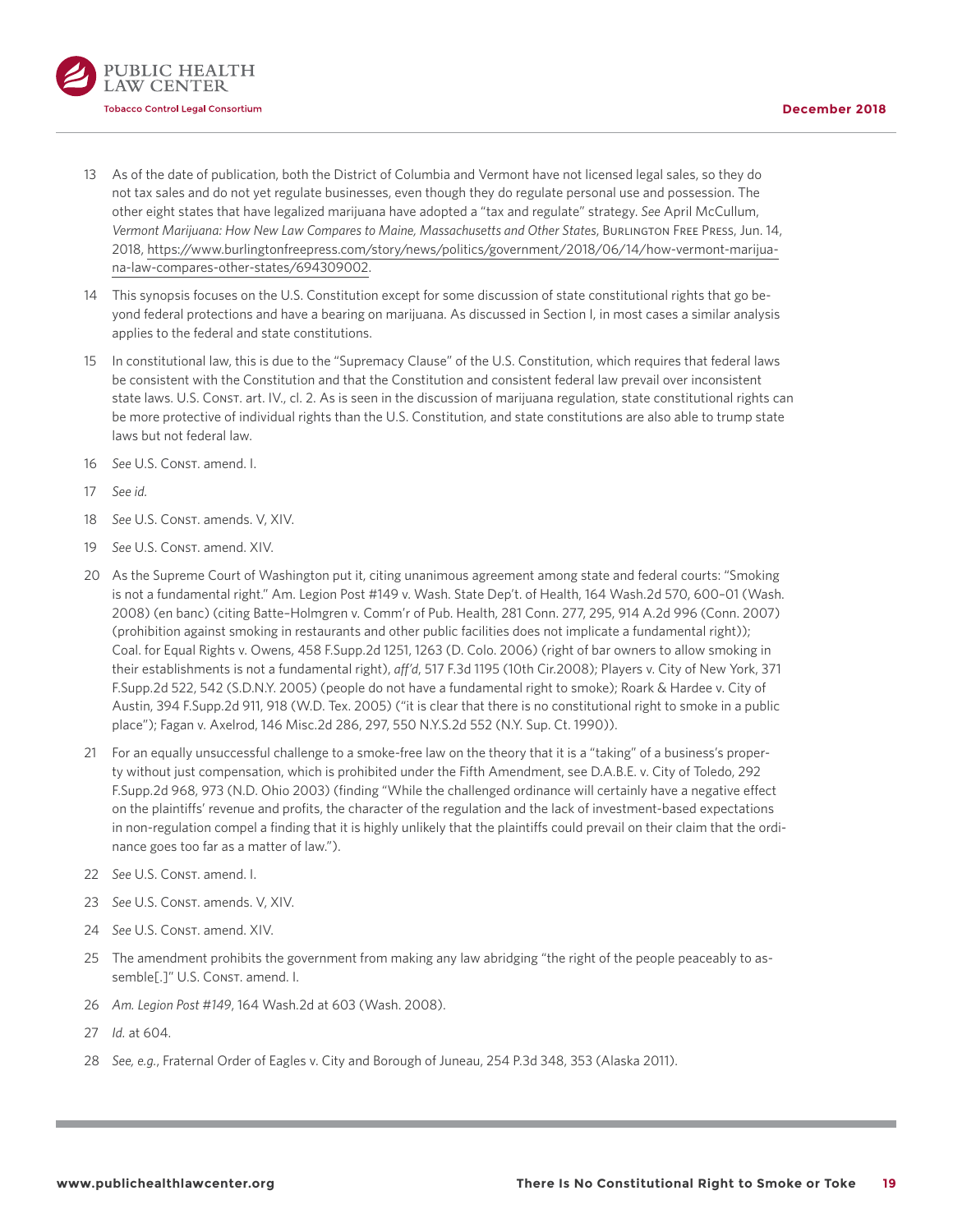13 As of the date of publication, both the District of Columbia and Vermont have not licensed legal sales, so they do not tax sales and do not yet regulate businesses, even though they do regulate personal use and possession. The other eight states that have legalized marijuana have adopted a "tax and regulate" strategy. *See* April McCullum, *Vermont Marijuana: How New Law Compares to Maine, Massachusetts and Other States*, Burlington Free Press, Jun. 14, 2018, https://www.burlingtonfreepress.com/story/news/politics/government/2018/06/14/how-vermont-marijuana-law-compares-other-states/694309002.

14 This synopsis focuses on the U.S. Constitution except for some discussion of state constitutional rights that go beyond federal protections and have a bearing on marijuana. As discussed in Section I, in most cases a similar analysis applies to the federal and state constitutions.

15 In constitutional law, this is due to the "Supremacy Clause" of the U.S. Constitution, which requires that federal laws be consistent with the Constitution and that the Constitution and consistent federal law prevail over inconsistent state laws. U.S. Const. art. IV., cl. 2. As is seen in the discussion of marijuana regulation, state constitutional rights can be more protective of individual rights than the U.S. Constitution, and state constitutions are also able to trump state laws but not federal law.

16 *See* U.S. Const. amend. I.

17 *See id.*

18 *See* U.S. Const. amends. V, XIV.

19 *See* U.S. Const. amend. XIV.

20 As the Supreme Court of Washington put it, citing unanimous agreement among state and federal courts: "Smoking is not a fundamental right." Am. Legion Post #149 v. Wash. State Dep't. of Health, 164 Wash.2d 570, 600–01 (Wash. 2008) (en banc) (citing Batte–Holmgren v. Comm'r of Pub. Health, 281 Conn. 277, 295, 914 A.2d 996 (Conn. 2007) (prohibition against smoking in restaurants and other public facilities does not implicate a fundamental right)); Coal. for Equal Rights v. Owens, 458 F.Supp.2d 1251, 1263 (D. Colo. 2006) (right of bar owners to allow smoking in their establishments is not a fundamental right), *aff'd*, 517 F.3d 1195 (10th Cir.2008); Players v. City of New York, 371 F.Supp.2d 522, 542 (S.D.N.Y. 2005) (people do not have a fundamental right to smoke); Roark & Hardee v. City of Austin, 394 F.Supp.2d 911, 918 (W.D. Tex. 2005) ("it is clear that there is no constitutional right to smoke in a public place"); Fagan v. Axelrod, 146 Misc.2d 286, 297, 550 N.Y.S.2d 552 (N.Y. Sup. Ct. 1990)).

21 For an equally unsuccessful challenge to a smoke-free law on the theory that it is a "taking" of a business's property without just compensation, which is prohibited under the Fifth Amendment, see D.A.B.E. v. City of Toledo, 292 F.Supp.2d 968, 973 (N.D. Ohio 2003) (finding "While the challenged ordinance will certainly have a negative effect on the plaintiffs' revenue and profits, the character of the regulation and the lack of investment-based expectations in non-regulation compel a finding that it is highly unlikely that the plaintiffs could prevail on their claim that the ordinance goes too far as a matter of law.").

22 *See* U.S. Const. amend. I.

23 *See* U.S. Const. amends. V, XIV.

24 *See* U.S. Const. amend. XIV.

25 The amendment prohibits the government from making any law abridging "the right of the people peaceably to assemble[.]" U.S. Const. amend. I.

26 *Am. Legion Post #149*, 164 Wash.2d at 603 (Wash. 2008).

27 *Id.* at 604.

28 *See, e.g.*, Fraternal Order of Eagles v. City and Borough of Juneau, 254 P.3d 348, 353 (Alaska 2011).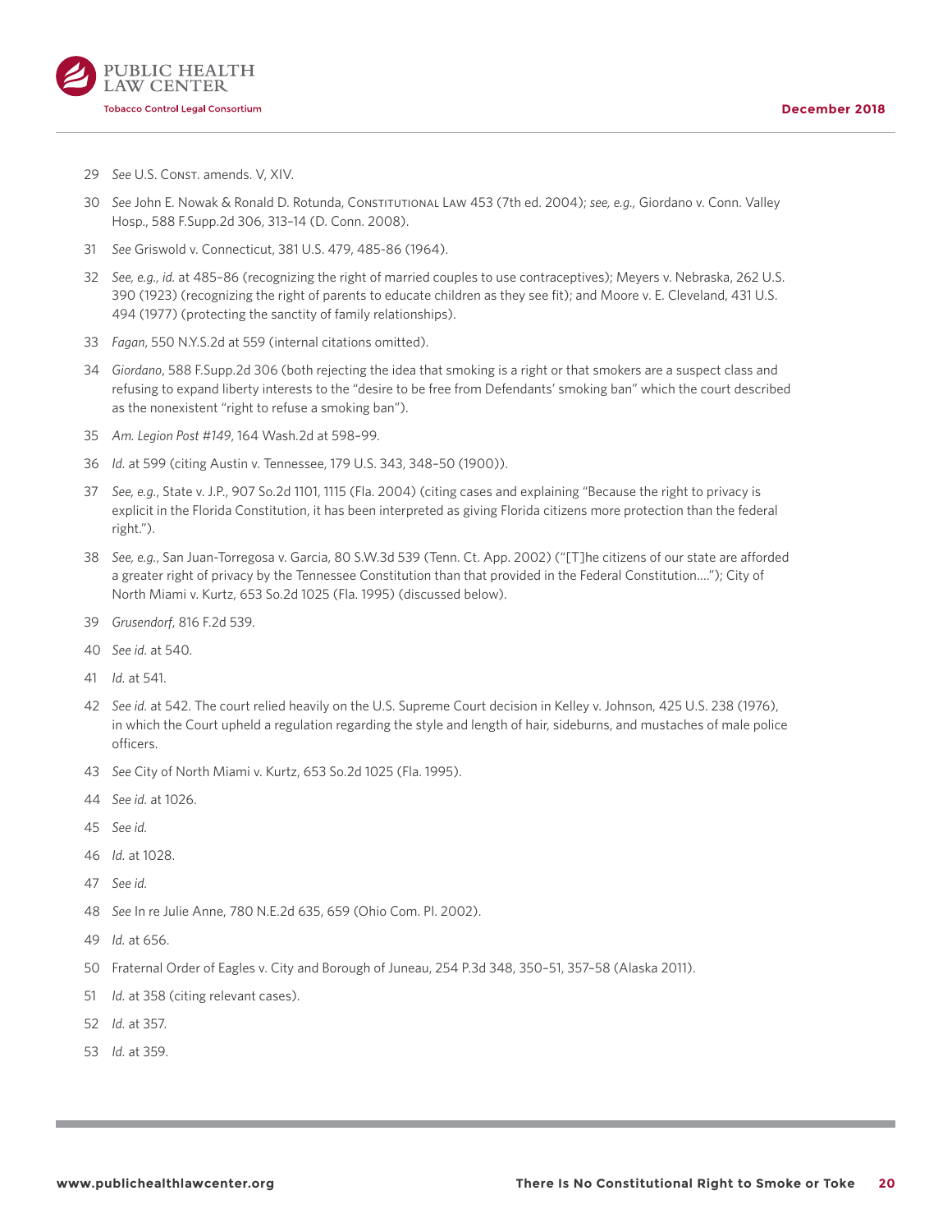29 *See* U.S. Const. amends. V, XIV.

30 *See* John E. Nowak & Ronald D. Rotunda, Constitutional Law 453 (7th ed. 2004); *see, e.g.,* Giordano v. Conn. Valley Hosp., 588 F.Supp.2d 306, 313–14 (D. Conn. 2008).

31 *See* Griswold v. Connecticut, 381 U.S. 479, 485-86 (1964).

32 *See, e.g., id.* at 485–86 (recognizing the right of married couples to use contraceptives); Meyers v. Nebraska, 262 U.S. 390 (1923) (recognizing the right of parents to educate children as they see fit); and Moore v. E. Cleveland, 431 U.S. 494 (1977) (protecting the sanctity of family relationships).

33 *Fagan*, 550 N.Y.S.2d at 559 (internal citations omitted).

34 *Giordano*, 588 F.Supp.2d 306 (both rejecting the idea that smoking is a right or that smokers are a suspect class and refusing to expand liberty interests to the "desire to be free from Defendants' smoking ban" which the court described as the nonexistent "right to refuse a smoking ban").

35 *Am. Legion Post #149*, 164 Wash.2d at 598–99.

36 *Id.* at 599 (citing Austin v. Tennessee, 179 U.S. 343, 348–50 (1900)).

37 *See, e.g.*, State v. J.P., 907 So.2d 1101, 1115 (Fla. 2004) (citing cases and explaining "Because the right to privacy is explicit in the Florida Constitution, it has been interpreted as giving Florida citizens more protection than the federal right.").

38 *See, e.g.*, San Juan-Torregosa v. Garcia, 80 S.W.3d 539 (Tenn. Ct. App. 2002) ("[T]he citizens of our state are afforded a greater right of privacy by the Tennessee Constitution than that provided in the Federal Constitution…."); City of North Miami v. Kurtz, 653 So.2d 1025 (Fla. 1995) (discussed below).

39 *Grusendorf*, 816 F.2d 539.

40 *See id.* at 540.

41 *Id.* at 541.

42 *See id.* at 542. The court relied heavily on the U.S. Supreme Court decision in Kelley v. Johnson, 425 U.S. 238 (1976), in which the Court upheld a regulation regarding the style and length of hair, sideburns, and mustaches of male police officers.

43 *See* City of North Miami v. Kurtz, 653 So.2d 1025 (Fla. 1995).

44 *See id.* at 1026.

45 *See id.*

46 *Id.* at 1028.

47 *See id.*

48 *See* In re Julie Anne, 780 N.E.2d 635, 659 (Ohio Com. Pl. 2002).

49 *Id.* at 656.

50 Fraternal Order of Eagles v. City and Borough of Juneau, 254 P.3d 348, 350–51, 357–58 (Alaska 2011).

51 *Id.* at 358 (citing relevant cases).

52 *Id.* at 357.

53 *Id.* at 359.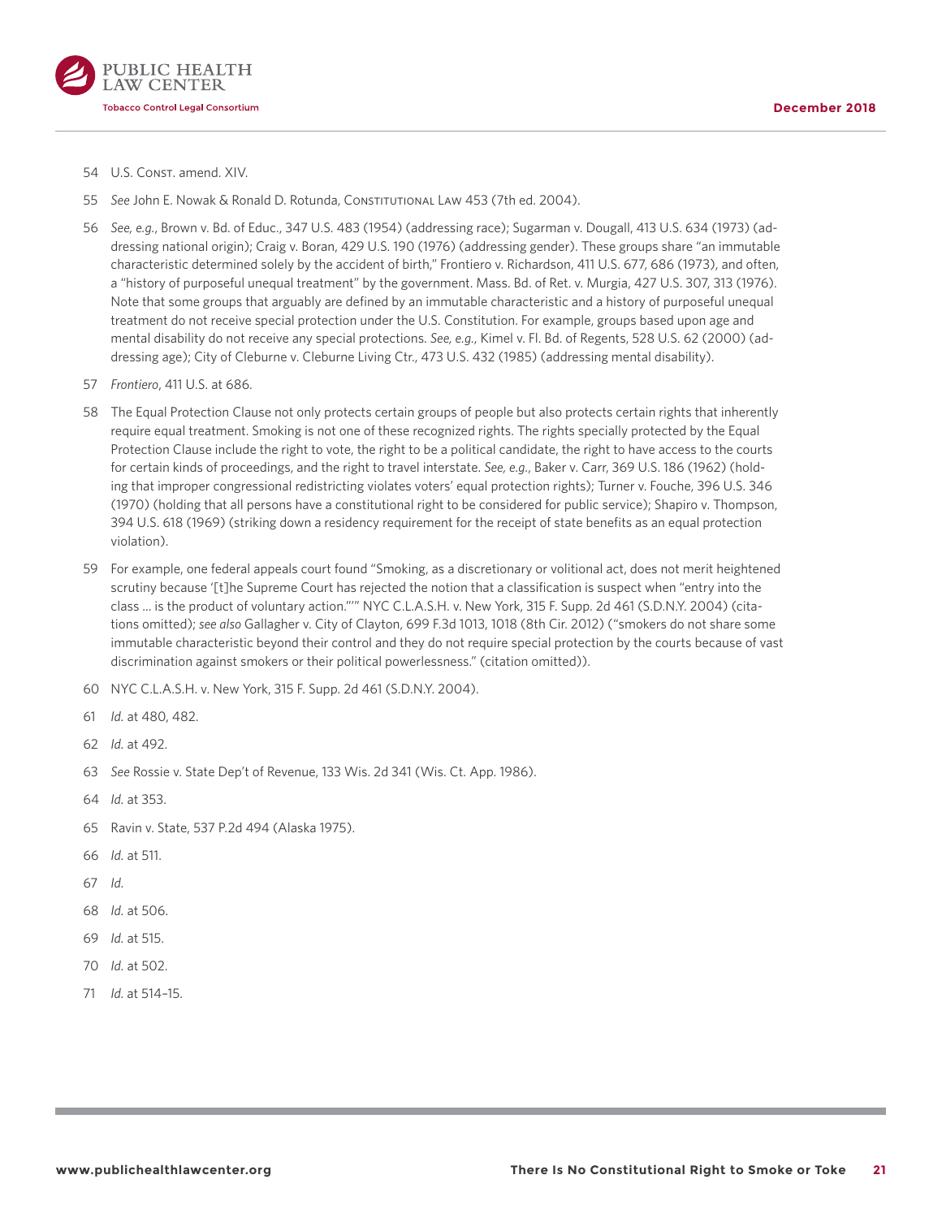54 U.S. Const. amend. XIV.

55 *See* John E. Nowak & Ronald D. Rotunda, Constitutional Law 453 (7th ed. 2004).

56 *See, e.g.*, Brown v. Bd. of Educ., 347 U.S. 483 (1954) (addressing race); Sugarman v. Dougall, 413 U.S. 634 (1973) (addressing national origin); Craig v. Boran, 429 U.S. 190 (1976) (addressing gender). These groups share "an immutable characteristic determined solely by the accident of birth," Frontiero v. Richardson, 411 U.S. 677, 686 (1973), and often, a "history of purposeful unequal treatment" by the government. Mass. Bd. of Ret. v. Murgia, 427 U.S. 307, 313 (1976). Note that some groups that arguably are defined by an immutable characteristic and a history of purposeful unequal treatment do not receive special protection under the U.S. Constitution. For example, groups based upon age and mental disability do not receive any special protections. *See, e.g.*, Kimel v. Fl. Bd. of Regents, 528 U.S. 62 (2000) (addressing age); City of Cleburne v. Cleburne Living Ctr., 473 U.S. 432 (1985) (addressing mental disability).

57 *Frontiero*, 411 U.S. at 686.

58 The Equal Protection Clause not only protects certain groups of people but also protects certain rights that inherently require equal treatment. Smoking is not one of these recognized rights. The rights specially protected by the Equal Protection Clause include the right to vote, the right to be a political candidate, the right to have access to the courts for certain kinds of proceedings, and the right to travel interstate. *See, e.g.*, Baker v. Carr, 369 U.S. 186 (1962) (holding that improper congressional redistricting violates voters' equal protection rights); Turner v. Fouche, 396 U.S. 346 (1970) (holding that all persons have a constitutional right to be considered for public service); Shapiro v. Thompson, 394 U.S. 618 (1969) (striking down a residency requirement for the receipt of state benefits as an equal protection violation).

59 For example, one federal appeals court found "Smoking, as a discretionary or volitional act, does not merit heightened scrutiny because '[t]he Supreme Court has rejected the notion that a classification is suspect when "entry into the class … is the product of voluntary action."'" NYC C.L.A.S.H. v. New York, 315 F. Supp. 2d 461 (S.D.N.Y. 2004) (citations omitted); *see also* Gallagher v. City of Clayton, 699 F.3d 1013, 1018 (8th Cir. 2012) ("smokers do not share some immutable characteristic beyond their control and they do not require special protection by the courts because of vast discrimination against smokers or their political powerlessness." (citation omitted)).

60 NYC C.L.A.S.H. v. New York, 315 F. Supp. 2d 461 (S.D.N.Y. 2004).

61 *Id.* at 480, 482.

62 *Id.* at 492.

63 *See* Rossie v. State Dep't of Revenue, 133 Wis. 2d 341 (Wis. Ct. App. 1986).

64 *Id.* at 353.

65 Ravin v. State, 537 P.2d 494 (Alaska 1975).

66 *Id.* at 511.

67 *Id.*

68 *Id.* at 506.

69 *Id.* at 515.

70 *Id.* at 502.

71 *Id.* at 514–15.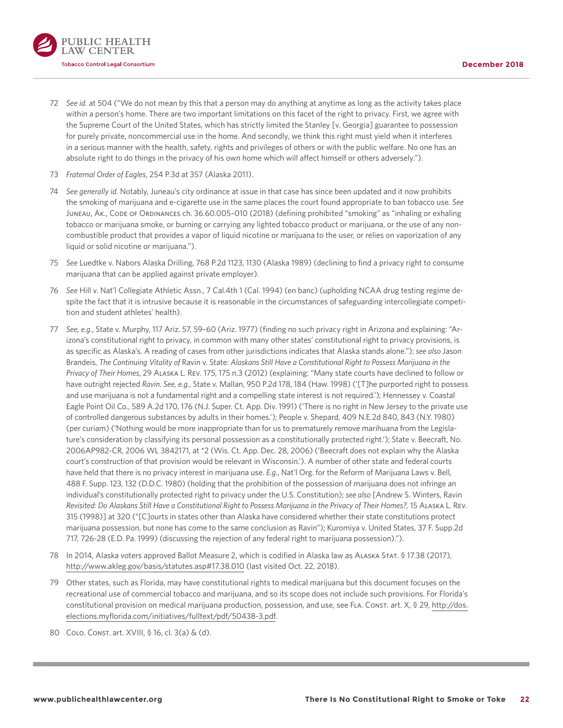72 *See id.* at 504 ("We do not mean by this that a person may do anything at anytime as long as the activity takes place within a person's home. There are two important limitations on this facet of the right to privacy. First, we agree with the Supreme Court of the United States, which has strictly limited the Stanley [v. Georgia] guarantee to possession for purely private, noncommercial use in the home. And secondly, we think this right must yield when it interferes in a serious manner with the health, safety, rights and privileges of others or with the public welfare. No one has an absolute right to do things in the privacy of his own home which will affect himself or others adversely.").

73 *Fraternal Order of Eagles*, 254 P.3d at 357 (Alaska 2011).

74 *See generally id.* Notably, Juneau's city ordinance at issue in that case has since been updated and it now prohibits the smoking of marijuana and e-cigarette use in the same places the court found appropriate to ban tobacco use. *See* Juneau, Ak., Code of Ordinances ch. 36.60.005–010 (2018) (defining prohibited "smoking" as "inhaling or exhaling tobacco or marijuana smoke, or burning or carrying any lighted tobacco product or marijuana, or the use of any non-combustible product that provides a vapor of liquid nicotine or marijuana to the user, or relies on vaporization of any liquid or solid nicotine or marijuana.").

75 *See* Luedtke v. Nabors Alaska Drilling, 768 P.2d 1123, 1130 (Alaska 1989) (declining to find a privacy right to consume marijuana that can be applied against private employer).

76 *See* Hill v. Nat'l Collegiate Athletic Assn., 7 Cal.4th 1 (Cal. 1994) (en banc) (upholding NCAA drug testing regime despite the fact that it is intrusive because it is reasonable in the circumstances of safeguarding intercollegiate competition and student athletes' health).

77 *See, e.g.*, State v. Murphy, 117 Ariz. 57, 59–60 (Ariz. 1977) (finding no such privacy right in Arizona and explaining: "Arizona's constitutional right to privacy, in common with many other states' constitutional right to privacy provisions, is as specific as Alaska's. A reading of cases from other jurisdictions indicates that Alaska stands alone."); *see also* Jason Brandeis, *The Continuing Vitality of* Ravin v. State*: Alaskans Still Have a Constitutional Right to Possess Marijuana in the Privacy of Their Homes*, 29 Alaska L. Rev. 175, 175 n.3 (2012) (explaining: "Many state courts have declined to follow or have outright rejected *Ravin. See, e.g.*, State v. Mallan, 950 P.2d 178, 184 (Haw. 1998) ('[T]he purported right to possess and use marijuana is not a fundamental right and compelling state interest is not required.'); Hennessey v. Coastal Eagle Point Oil Co., 589 A.2d 170, 176 (N.J. Super. Ct. App. Div. 1991) ('There is no right in New Jersey to the private use of controlled dangerous substances by adults in their homes.'); People v. Shepard, 409 N.E.2d 840, 843 (N.Y. 1980) (per curiam) ('Nothing would be more inappropriate than for us to prematurely remove marihuana from the Legislature's consideration by classifying its personal possession as a constitutionally protected right.'); State v. Beecraft, No. 2006AP982-CR, 2006 WL 3842171, at *2 (Wis. Ct. App. Dec. 28, 2006) ('Beecraft does not explain why the Alaska court's construction of that provision would be relevant in Wisconsin.'). A number of other state and federal courts have held that there is no privacy interest in marijuana use. *E.g.*, Nat'l Org. for the Reform of Marijuana Laws v. Bell, 488 F. Supp. 123, 132 (D.D.C. 1980) (holding that the prohibition of the possession of marijuana does not infringe an individual's constitutionally protected right to privacy under the U.S. Constitution); *see also* [Andrew S. Winters, Ravin *Revisited: Do Alaskans Still Have a Constitutional Right to Possess Marijuana in the Privacy of Their Homes?*, 15 Alaska L. Rev. 315 (1998)] at 320 ("[C]ourts in states other than Alaska have considered whether their state constitutions protect marijuana possession, but none has come to the same conclusion as Ravin"); Kuromiya v. United States, 37 F. Supp.2d 717, 726-28 (E.D. Pa. 1999) (discussing the rejection of any federal right to marijuana possession).").

78 In 2014, Alaska voters approved Ballot Measure 2, which is codified in Alaska law as Alaska Stat. § 17.38 (2017), http://www.akleg.gov/basis/statutes.asp#17.38.010 (last visited Oct. 22, 2018).

79 Other states, such as Florida, may have constitutional rights to medical marijuana but this document focuses on the recreational use of commercial tobacco and marijuana, and so its scope does not include such provisions. For Florida's constitutional provision on medical marijuana production, possession, and use, see Fla. Const. art. X, § 29, http://dos.elections.myflorida.com/initiatives/fulltext/pdf/50438-3.pdf.

80 Colo. Const. art. XVIII, § 16, cl. 3(a) & (d).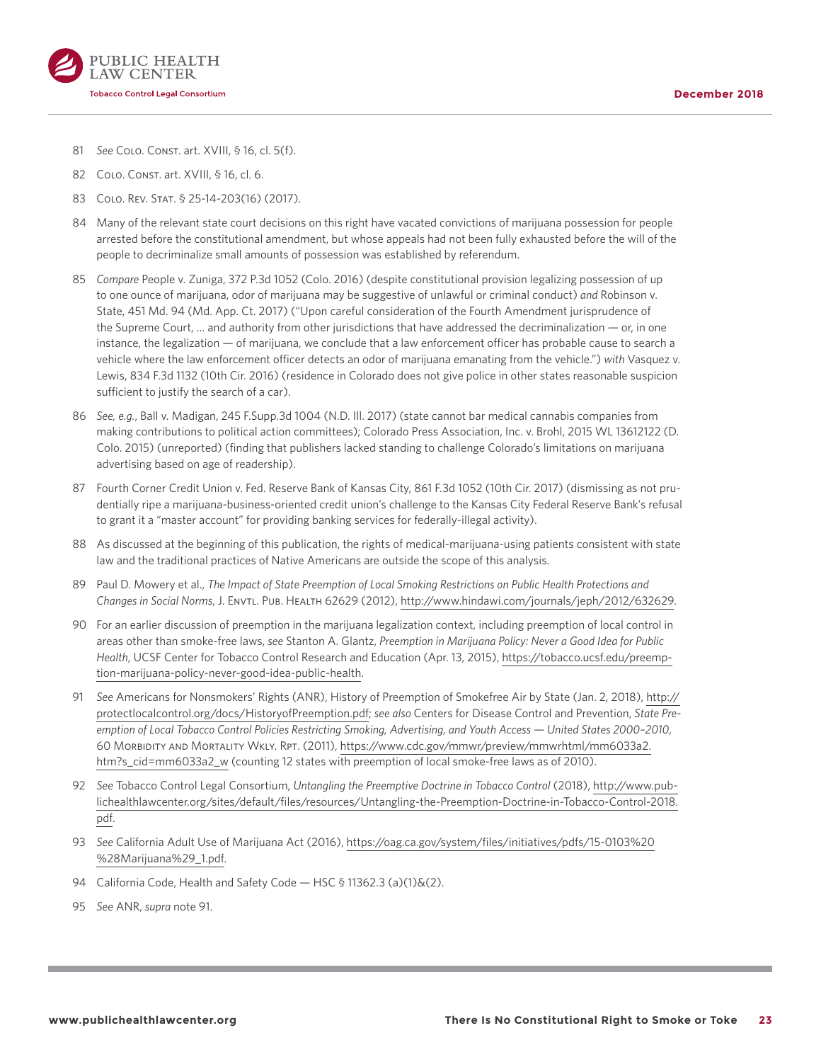81 *See* Colo. Const. art. XVIII, § 16, cl. 5(f).

82 Colo. Const. art. XVIII, § 16, cl. 6.

83 Colo. Rev. Stat. § 25-14-203(16) (2017).

84 Many of the relevant state court decisions on this right have vacated convictions of marijuana possession for people arrested before the constitutional amendment, but whose appeals had not been fully exhausted before the will of the people to decriminalize small amounts of possession was established by referendum.

85 *Compare* People v. Zuniga, 372 P.3d 1052 (Colo. 2016) (despite constitutional provision legalizing possession of up to one ounce of marijuana, odor of marijuana may be suggestive of unlawful or criminal conduct) *and* Robinson v. State, 451 Md. 94 (Md. App. Ct. 2017) ("Upon careful consideration of the Fourth Amendment jurisprudence of the Supreme Court, … and authority from other jurisdictions that have addressed the decriminalization — or, in one instance, the legalization — of marijuana, we conclude that a law enforcement officer has probable cause to search a vehicle where the law enforcement officer detects an odor of marijuana emanating from the vehicle.") *with* Vasquez v. Lewis, 834 F.3d 1132 (10th Cir. 2016) (residence in Colorado does not give police in other states reasonable suspicion sufficient to justify the search of a car).

86 *See, e.g.*, Ball v. Madigan, 245 F.Supp.3d 1004 (N.D. Ill. 2017) (state cannot bar medical cannabis companies from making contributions to political action committees); Colorado Press Association, Inc. v. Brohl, 2015 WL 13612122 (D. Colo. 2015) (unreported) (finding that publishers lacked standing to challenge Colorado's limitations on marijuana advertising based on age of readership).

87 Fourth Corner Credit Union v. Fed. Reserve Bank of Kansas City, 861 F.3d 1052 (10th Cir. 2017) (dismissing as not prudentially ripe a marijuana-business-oriented credit union's challenge to the Kansas City Federal Reserve Bank's refusal to grant it a "master account" for providing banking services for federally-illegal activity).

88 As discussed at the beginning of this publication, the rights of medical-marijuana-using patients consistent with state law and the traditional practices of Native Americans are outside the scope of this analysis.

89 Paul D. Mowery et al., *The Impact of State Preemption of Local Smoking Restrictions on Public Health Protections and Changes in Social Norms*, J. Envtl. Pub. Health 62629 (2012), http://www.hindawi.com/journals/jeph/2012/632629.

90 For an earlier discussion of preemption in the marijuana legalization context, including preemption of local control in areas other than smoke-free laws, *see* Stanton A. Glantz, *Preemption in Marijuana Policy: Never a Good Idea for Public Health*, UCSF Center for Tobacco Control Research and Education (Apr. 13, 2015), https://tobacco.ucsf.edu/preemption-marijuana-policy-never-good-idea-public-health.

91 *See* Americans for Nonsmokers' Rights (ANR), History of Preemption of Smokefree Air by State (Jan. 2, 2018), http://protectlocalcontrol.org/docs/HistoryofPreemption.pdf; *see also* Centers for Disease Control and Prevention, *State Preemption of Local Tobacco Control Policies Restricting Smoking, Advertising, and Youth Access — United States 2000–2010*, 60 Morbidity and Mortality Wkly. Rpt. (2011), https://www.cdc.gov/mmwr/preview/mmwrhtml/mm6033a2.htm?s_cid=mm6033a2_w (counting 12 states with preemption of local smoke-free laws as of 2010).

92 *See* Tobacco Control Legal Consortium, *Untangling the Preemptive Doctrine in Tobacco Control* (2018), http://www.publichealthlawcenter.org/sites/default/files/resources/Untangling-the-Preemption-Doctrine-in-Tobacco-Control-2018.pdf.

93 *See* California Adult Use of Marijuana Act (2016), https://oag.ca.gov/system/files/initiatives/pdfs/15-0103%20%28Marijuana%29_1.pdf.

94 California Code, Health and Safety Code — HSC § 11362.3 (a)(1)&(2).

95 *See* ANR, *supra* note 91.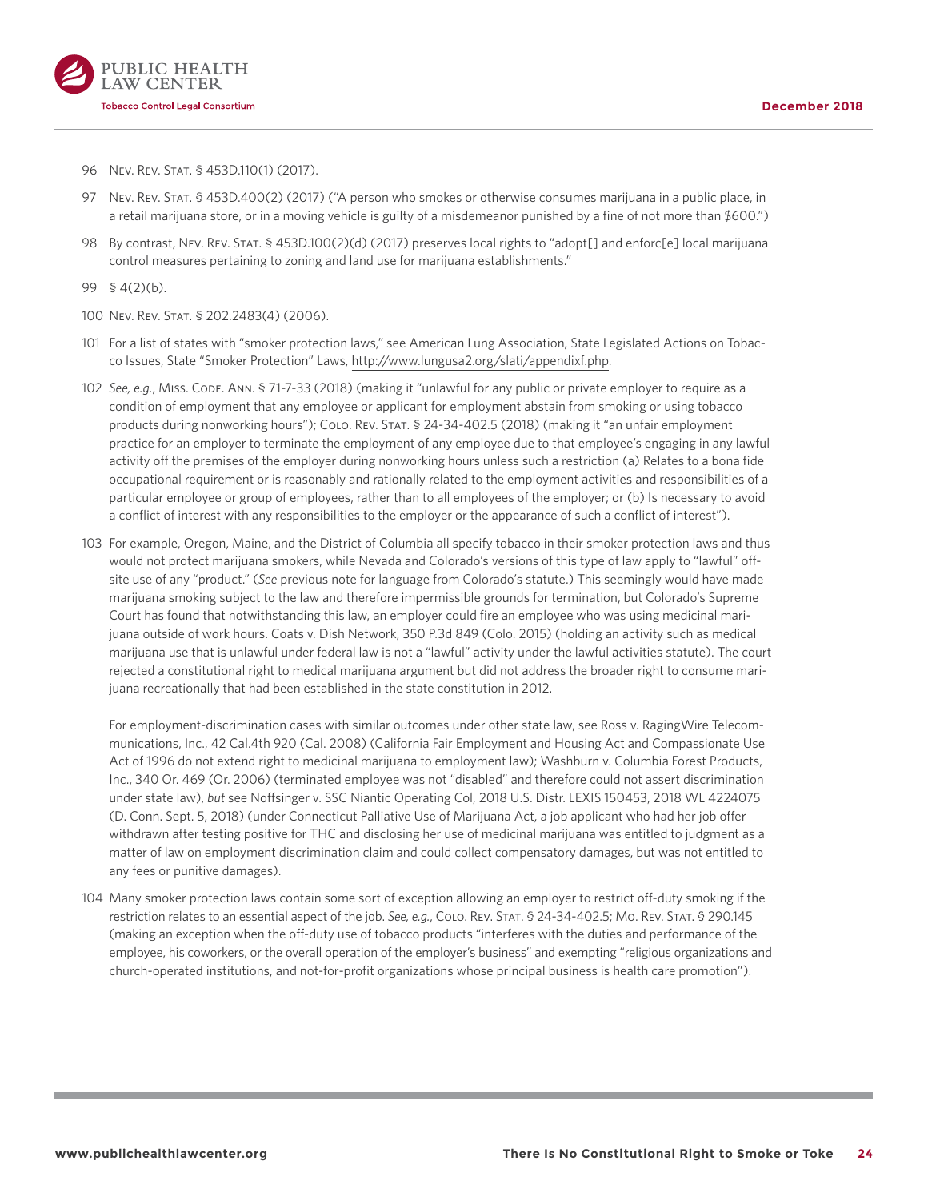96 Nev. Rev. Stat. § 453D.110(1) (2017).

97 Nev. Rev. Stat. § 453D.400(2) (2017) ("A person who smokes or otherwise consumes marijuana in a public place, in a retail marijuana store, or in a moving vehicle is guilty of a misdemeanor punished by a fine of not more than $600.")

98 By contrast, Nev. Rev. Stat. § 453D.100(2)(d) (2017) preserves local rights to "adopt[] and enforc[e] local marijuana control measures pertaining to zoning and land use for marijuana establishments."

99 § 4(2)(b).

100 Nev. Rev. Stat. § 202.2483(4) (2006).

101 For a list of states with "smoker protection laws," see American Lung Association, State Legislated Actions on Tobacco Issues, State "Smoker Protection" Laws, http://www.lungusa2.org/slati/appendixf.php.

102 *See, e.g.*, Miss. Code. Ann. § 71-7-33 (2018) (making it "unlawful for any public or private employer to require as a condition of employment that any employee or applicant for employment abstain from smoking or using tobacco products during nonworking hours"); Colo. Rev. Stat. § 24-34-402.5 (2018) (making it "an unfair employment practice for an employer to terminate the employment of any employee due to that employee's engaging in any lawful activity off the premises of the employer during nonworking hours unless such a restriction (a) Relates to a bona fide occupational requirement or is reasonably and rationally related to the employment activities and responsibilities of a particular employee or group of employees, rather than to all employees of the employer; or (b) Is necessary to avoid a conflict of interest with any responsibilities to the employer or the appearance of such a conflict of interest").

103 For example, Oregon, Maine, and the District of Columbia all specify tobacco in their smoker protection laws and thus would not protect marijuana smokers, while Nevada and Colorado's versions of this type of law apply to "lawful" off-site use of any "product." (*See* previous note for language from Colorado's statute.) This seemingly would have made marijuana smoking subject to the law and therefore impermissible grounds for termination, but Colorado's Supreme Court has found that notwithstanding this law, an employer could fire an employee who was using medicinal marijuana outside of work hours. Coats v. Dish Network, 350 P.3d 849 (Colo. 2015) (holding an activity such as medical marijuana use that is unlawful under federal law is not a "lawful" activity under the lawful activities statute). The court rejected a constitutional right to medical marijuana argument but did not address the broader right to consume marijuana recreationally that had been established in the state constitution in 2012.

For employment-discrimination cases with similar outcomes under other state law, see Ross v. RagingWire Telecommunications, Inc., 42 Cal.4th 920 (Cal. 2008) (California Fair Employment and Housing Act and Compassionate Use Act of 1996 do not extend right to medicinal marijuana to employment law); Washburn v. Columbia Forest Products, Inc., 340 Or. 469 (Or. 2006) (terminated employee was not "disabled" and therefore could not assert discrimination under state law), *but* see Noffsinger v. SSC Niantic Operating Col, 2018 U.S. Distr. LEXIS 150453, 2018 WL 4224075 (D. Conn. Sept. 5, 2018) (under Connecticut Palliative Use of Marijuana Act, a job applicant who had her job offer withdrawn after testing positive for THC and disclosing her use of medicinal marijuana was entitled to judgment as a matter of law on employment discrimination claim and could collect compensatory damages, but was not entitled to any fees or punitive damages).

104 Many smoker protection laws contain some sort of exception allowing an employer to restrict off-duty smoking if the restriction relates to an essential aspect of the job. *See, e.g.*, Colo. Rev. Stat. § 24-34-402.5; Mo. Rev. Stat. § 290.145 (making an exception when the off-duty use of tobacco products "interferes with the duties and performance of the employee, his coworkers, or the overall operation of the employer's business" and exempting "religious organizations and church-operated institutions, and not-for-profit organizations whose principal business is health care promotion").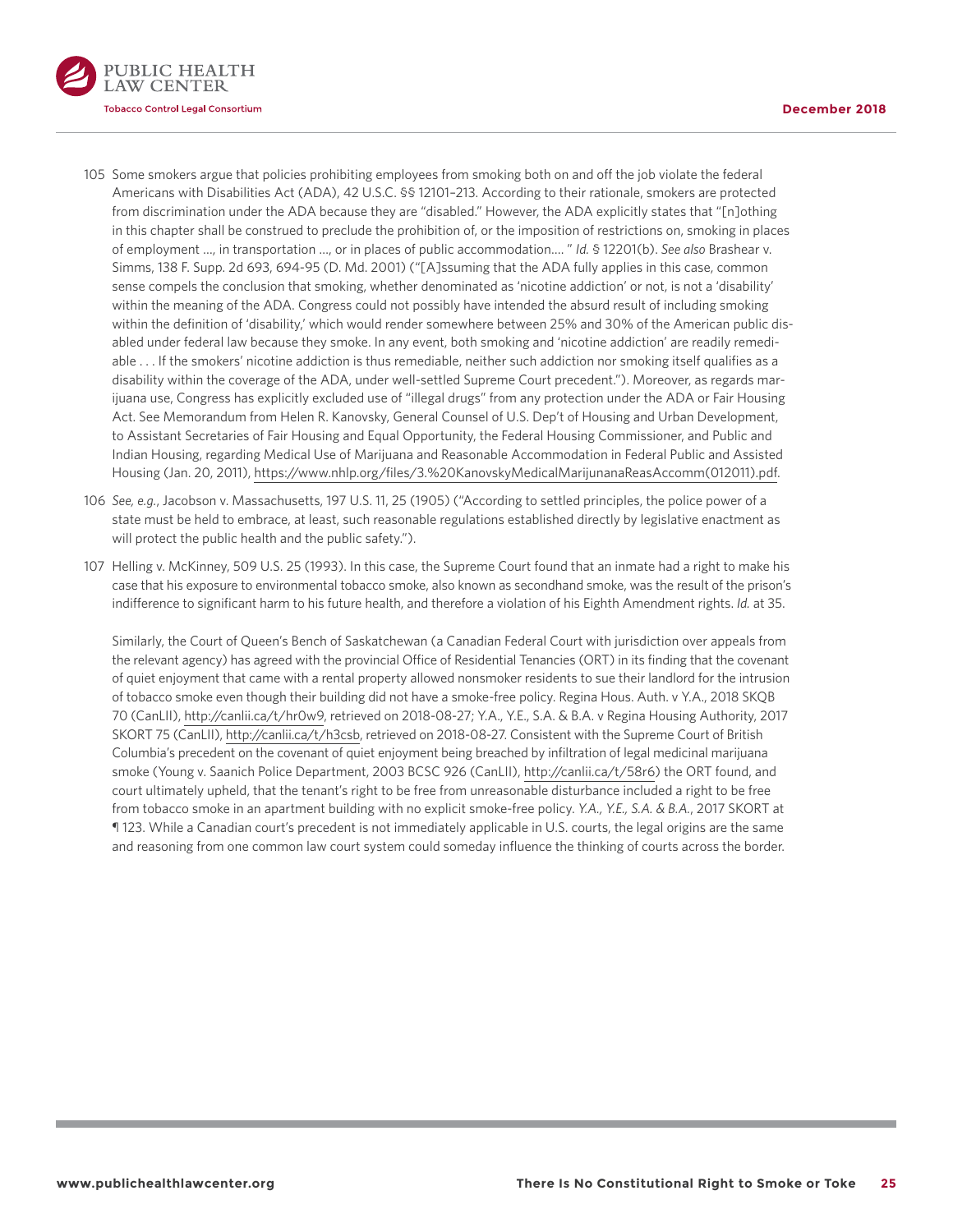105 Some smokers argue that policies prohibiting employees from smoking both on and off the job violate the federal Americans with Disabilities Act (ADA), 42 U.S.C. §§ 12101–213. According to their rationale, smokers are protected from discrimination under the ADA because they are "disabled." However, the ADA explicitly states that "[n]othing in this chapter shall be construed to preclude the prohibition of, or the imposition of restrictions on, smoking in places of employment …, in transportation …, or in places of public accommodation…. " *Id.* § 12201(b). *See also* Brashear v. Simms, 138 F. Supp. 2d 693, 694-95 (D. Md. 2001) ("[A]ssuming that the ADA fully applies in this case, common sense compels the conclusion that smoking, whether denominated as 'nicotine addiction' or not, is not a 'disability' within the meaning of the ADA. Congress could not possibly have intended the absurd result of including smoking within the definition of 'disability,' which would render somewhere between 25% and 30% of the American public disabled under federal law because they smoke. In any event, both smoking and 'nicotine addiction' are readily remediable . . . If the smokers' nicotine addiction is thus remediable, neither such addiction nor smoking itself qualifies as a disability within the coverage of the ADA, under well-settled Supreme Court precedent."). Moreover, as regards marijuana use, Congress has explicitly excluded use of "illegal drugs" from any protection under the ADA or Fair Housing Act. See Memorandum from Helen R. Kanovsky, General Counsel of U.S. Dep't of Housing and Urban Development, to Assistant Secretaries of Fair Housing and Equal Opportunity, the Federal Housing Commissioner, and Public and Indian Housing, regarding Medical Use of Marijuana and Reasonable Accommodation in Federal Public and Assisted Housing (Jan. 20, 2011), https://www.nhlp.org/files/3.%20KanovskyMedicalMarijunanaReasAccomm(012011).pdf.

106 *See, e.g.*, Jacobson v. Massachusetts, 197 U.S. 11, 25 (1905) ("According to settled principles, the police power of a state must be held to embrace, at least, such reasonable regulations established directly by legislative enactment as will protect the public health and the public safety.").

107 Helling v. McKinney, 509 U.S. 25 (1993). In this case, the Supreme Court found that an inmate had a right to make his case that his exposure to environmental tobacco smoke, also known as secondhand smoke, was the result of the prison's indifference to significant harm to his future health, and therefore a violation of his Eighth Amendment rights. *Id.* at 35.

Similarly, the Court of Queen's Bench of Saskatchewan (a Canadian Federal Court with jurisdiction over appeals from the relevant agency) has agreed with the provincial Office of Residential Tenancies (ORT) in its finding that the covenant of quiet enjoyment that came with a rental property allowed nonsmoker residents to sue their landlord for the intrusion of tobacco smoke even though their building did not have a smoke-free policy. Regina Hous. Auth. v Y.A., 2018 SKQB 70 (CanLII), http://canlii.ca/t/hr0w9, retrieved on 2018-08-27; Y.A., Y.E., S.A. & B.A. v Regina Housing Authority, 2017 SKORT 75 (CanLII), http://canlii.ca/t/h3csb, retrieved on 2018-08-27. Consistent with the Supreme Court of British Columbia's precedent on the covenant of quiet enjoyment being breached by infiltration of legal medicinal marijuana smoke (Young v. Saanich Police Department, 2003 BCSC 926 (CanLII), http://canlii.ca/t/58r6) the ORT found, and court ultimately upheld, that the tenant's right to be free from unreasonable disturbance included a right to be free from tobacco smoke in an apartment building with no explicit smoke-free policy. *Y.A., Y.E., S.A. & B.A.*, 2017 SKORT at ¶ 123. While a Canadian court's precedent is not immediately applicable in U.S. courts, the legal origins are the same and reasoning from one common law court system could someday influence the thinking of courts across the border.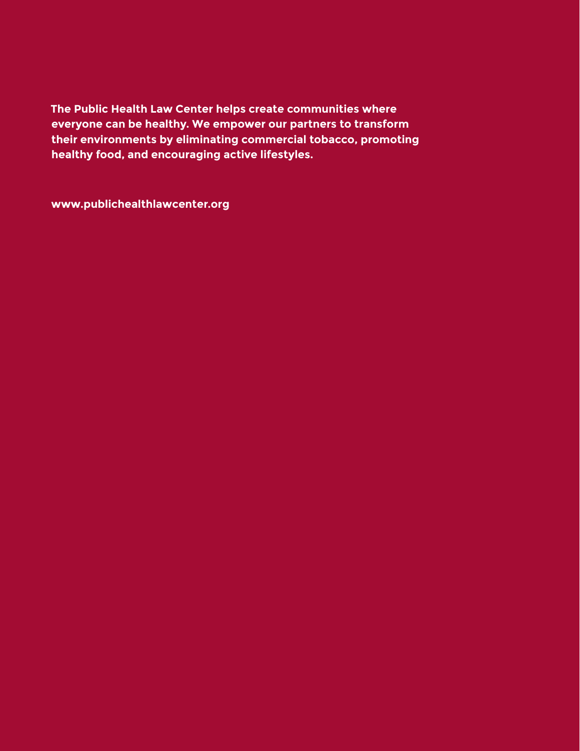**The Public Health Law Center helps create communities where everyone can be healthy. We empower our partners to transform their environments by eliminating commercial tobacco, promoting healthy food, and encouraging active lifestyles.**

**www.publichealthlawcenter.org**